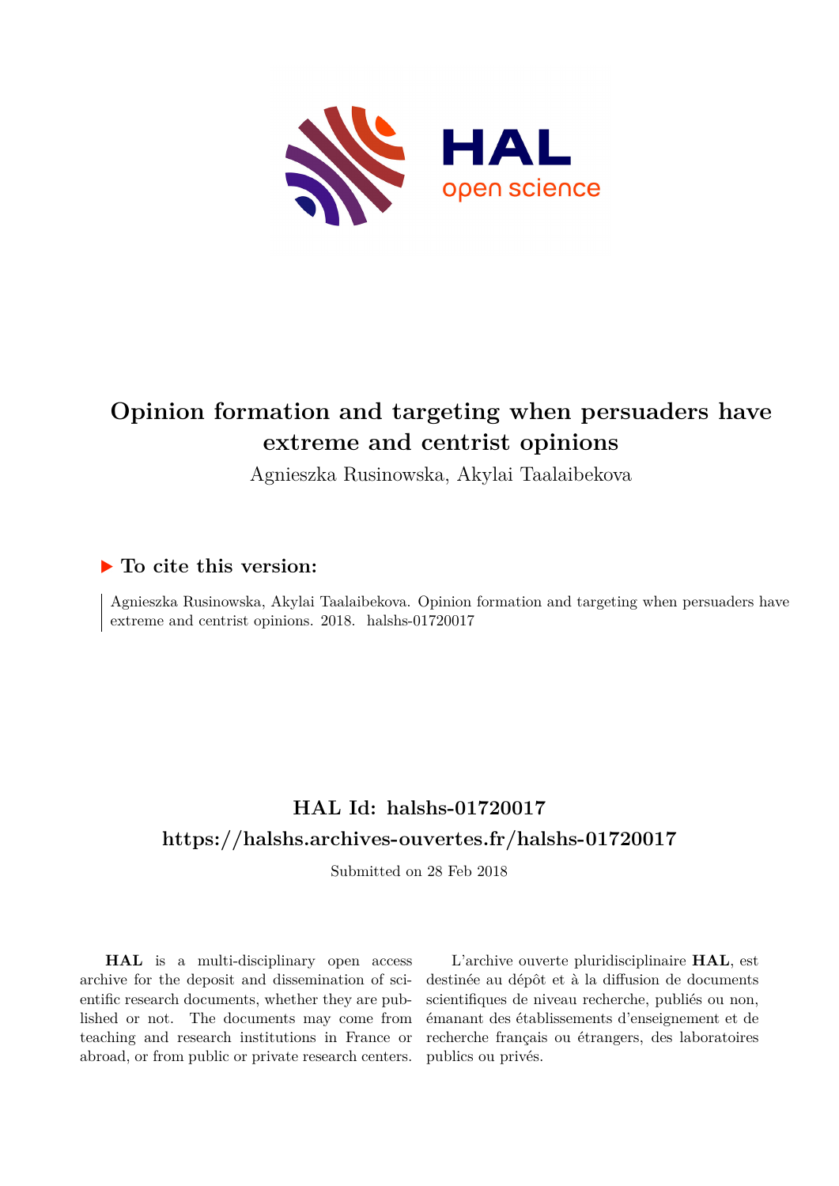# Opinion formation and targeting when persuaders have extreme and centrist opinions

Agnieszka Rusinowska, Akylai Taalaibekova

## ▶ To cite this version:

Agnieszka Rusinowska, Akylai Taalaibekova. Opinion formation and targeting when persuaders have extreme and centrist opinions. 2018. halshs-01720017

## HAL Id: halshs-01720017

## https://halshs.archives-ouvertes.fr/halshs-01720017

Submitted on 28 Feb 2018

**HAL** is a multi-disciplinary open access archive for the deposit and dissemination of scientific research documents, whether they are published or not. The documents may come from teaching and research institutions in France or abroad, or from public or private research centers.

L'archive ouverte pluridisciplinaire **HAL**, est destinée au dépôt et à la diffusion de documents scientifiques de niveau recherche, publiés ou non, émanant des établissements d'enseignement et de recherche français ou étrangers, des laboratoires publics ou privés.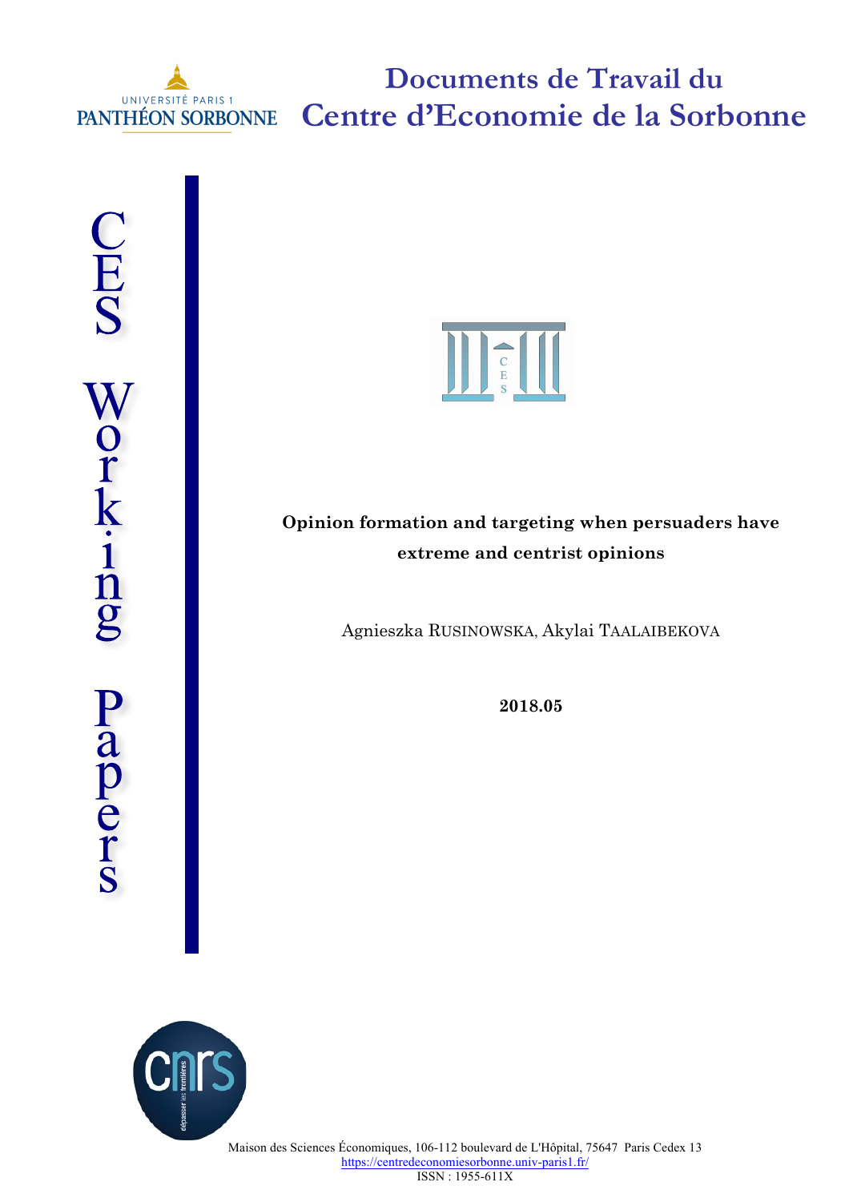# Documents de Travail du Centre d'Economie de la Sorbonne

CES Working Papers

**Opinion formation and targeting when persuaders have extreme and centrist opinions**

Agnieszka RUSINOWSKA, Akylai TAALAIBEKOVA

**2018.05**

Maison des Sciences Économiques, 106-112 boulevard de L'Hôpital, 75647 Paris Cedex 13
https://centredeconomiesorbonne.univ-paris1.fr/
ISSN : 1955-611X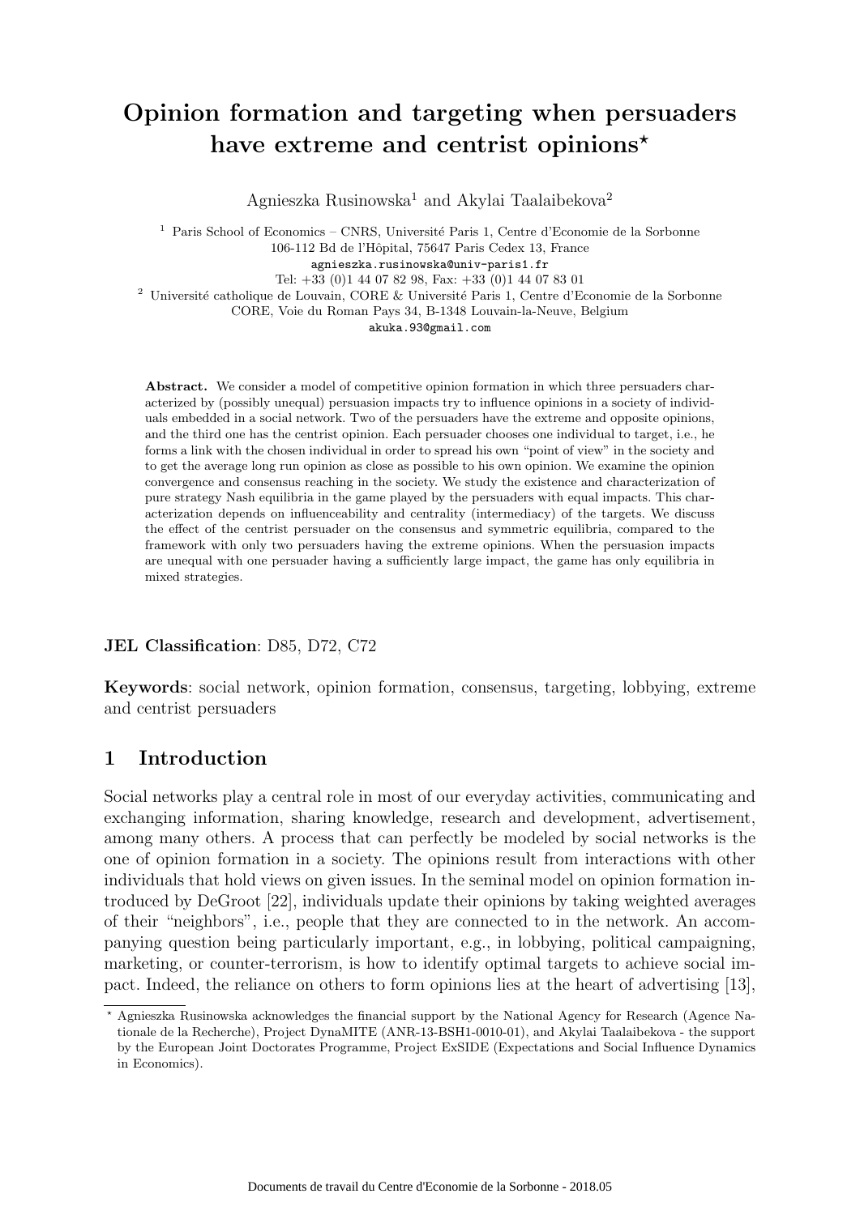# Opinion formation and targeting when persuaders have extreme and centrist opinions*

Agnieszka Rusinowska[1] and Akylai Taalaibekova[2]

[1] Paris School of Economics – CNRS, Université Paris 1, Centre d'Economie de la Sorbonne  
106-112 Bd de l'Hôpital, 75647 Paris Cedex 13, France  
agnieszka.rusinowska@univ-paris1.fr  
Tel: +33 (0)1 44 07 82 98, Fax: +33 (0)1 44 07 83 01

[2] Université catholique de Louvain, CORE & Université Paris 1, Centre d'Economie de la Sorbonne  
CORE, Voie du Roman Pays 34, B-1348 Louvain-la-Neuve, Belgium  
akuka.93@gmail.com

**Abstract.** We consider a model of competitive opinion formation in which three persuaders characterized by (possibly unequal) persuasion impacts try to influence opinions in a society of individuals embedded in a social network. Two of the persuaders have the extreme and opposite opinions, and the third one has the centrist opinion. Each persuader chooses one individual to target, i.e., he forms a link with the chosen individual in order to spread his own "point of view" in the society and to get the average long run opinion as close as possible to his own opinion. We examine the opinion convergence and consensus reaching in the society. We study the existence and characterization of pure strategy Nash equilibria in the game played by the persuaders with equal impacts. This characterization depends on influenceability and centrality (intermediacy) of the targets. We discuss the effect of the centrist persuader on the consensus and symmetric equilibria, compared to the framework with only two persuaders having the extreme opinions. When the persuasion impacts are unequal with one persuader having a sufficiently large impact, the game has only equilibria in mixed strategies.

**JEL Classification**: D85, D72, C72

**Keywords**: social network, opinion formation, consensus, targeting, lobbying, extreme and centrist persuaders

## 1 Introduction

Social networks play a central role in most of our everyday activities, communicating and exchanging information, sharing knowledge, research and development, advertisement, among many others. A process that can perfectly be modeled by social networks is the one of opinion formation in a society. The opinions result from interactions with other individuals that hold views on given issues. In the seminal model on opinion formation introduced by DeGroot [22], individuals update their opinions by taking weighted averages of their "neighbors", i.e., people that they are connected to in the network. An accompanying question being particularly important, e.g., in lobbying, political campaigning, marketing, or counter-terrorism, is how to identify optimal targets to achieve social impact. Indeed, the reliance on others to form opinions lies at the heart of advertising [13],

* Agnieszka Rusinowska acknowledges the financial support by the National Agency for Research (Agence Nationale de la Recherche), Project DynaMITE (ANR-13-BSH1-0010-01), and Akylai Taalaibekova - the support by the European Joint Doctorates Programme, Project ExSIDE (Expectations and Social Influence Dynamics in Economics).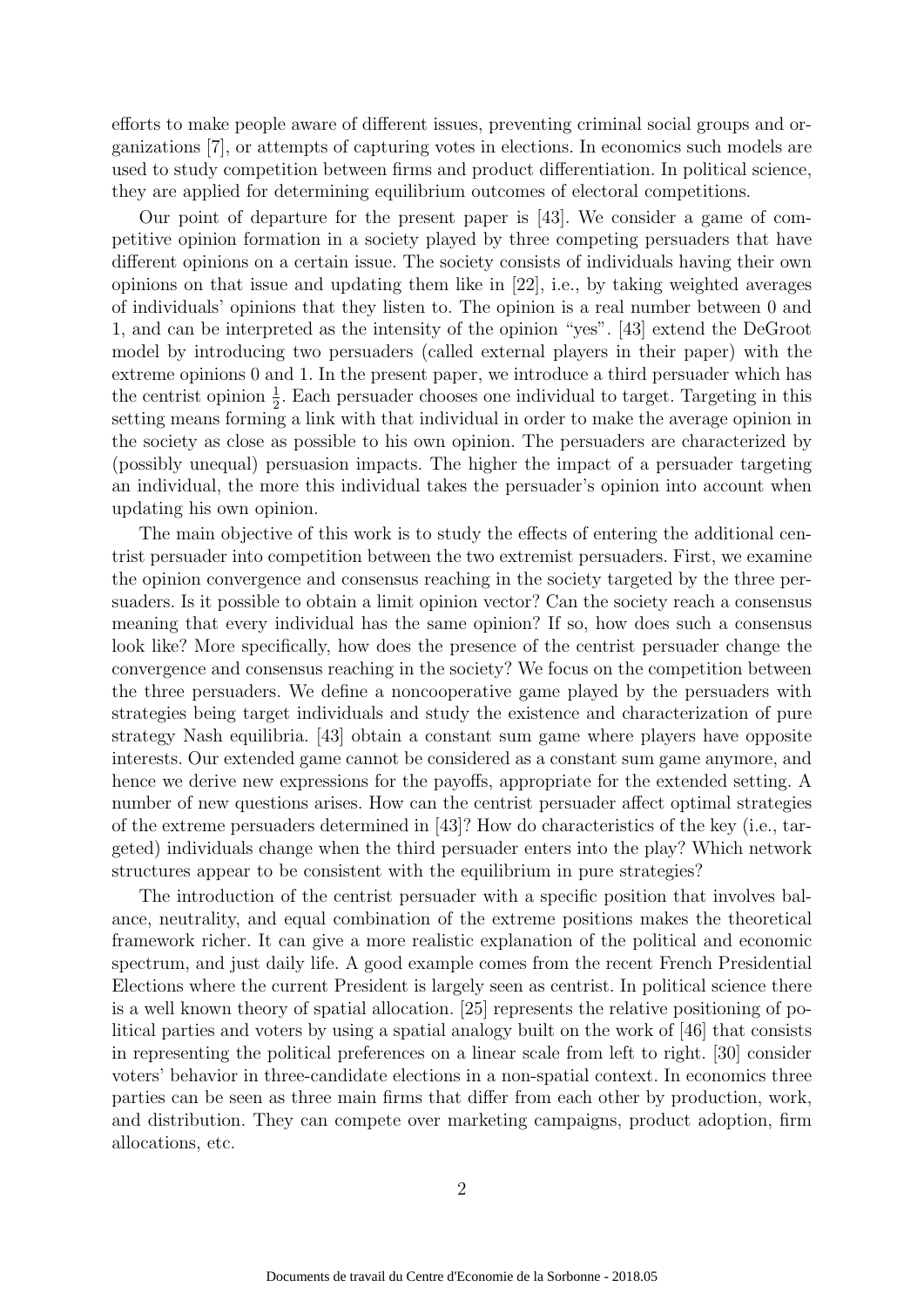efforts to make people aware of different issues, preventing criminal social groups and organizations [7], or attempts of capturing votes in elections. In economics such models are used to study competition between firms and product differentiation. In political science, they are applied for determining equilibrium outcomes of electoral competitions.

Our point of departure for the present paper is [43]. We consider a game of competitive opinion formation in a society played by three competing persuaders that have different opinions on a certain issue. The society consists of individuals having their own opinions on that issue and updating them like in [22], i.e., by taking weighted averages of individuals' opinions that they listen to. The opinion is a real number between 0 and 1, and can be interpreted as the intensity of the opinion "yes". [43] extend the DeGroot model by introducing two persuaders (called external players in their paper) with the extreme opinions 0 and 1. In the present paper, we introduce a third persuader which has the centrist opinion $\frac{1}{2}$. Each persuader chooses one individual to target. Targeting in this setting means forming a link with that individual in order to make the average opinion in the society as close as possible to his own opinion. The persuaders are characterized by (possibly unequal) persuasion impacts. The higher the impact of a persuader targeting an individual, the more this individual takes the persuader's opinion into account when updating his own opinion.

The main objective of this work is to study the effects of entering the additional centrist persuader into competition between the two extremist persuaders. First, we examine the opinion convergence and consensus reaching in the society targeted by the three persuaders. Is it possible to obtain a limit opinion vector? Can the society reach a consensus meaning that every individual has the same opinion? If so, how does such a consensus look like? More specifically, how does the presence of the centrist persuader change the convergence and consensus reaching in the society? We focus on the competition between the three persuaders. We define a noncooperative game played by the persuaders with strategies being target individuals and study the existence and characterization of pure strategy Nash equilibria. [43] obtain a constant sum game where players have opposite interests. Our extended game cannot be considered as a constant sum game anymore, and hence we derive new expressions for the payoffs, appropriate for the extended setting. A number of new questions arises. How can the centrist persuader affect optimal strategies of the extreme persuaders determined in [43]? How do characteristics of the key (i.e., targeted) individuals change when the third persuader enters into the play? Which network structures appear to be consistent with the equilibrium in pure strategies?

The introduction of the centrist persuader with a specific position that involves balance, neutrality, and equal combination of the extreme positions makes the theoretical framework richer. It can give a more realistic explanation of the political and economic spectrum, and just daily life. A good example comes from the recent French Presidential Elections where the current President is largely seen as centrist. In political science there is a well known theory of spatial allocation. [25] represents the relative positioning of political parties and voters by using a spatial analogy built on the work of [46] that consists in representing the political preferences on a linear scale from left to right. [30] consider voters' behavior in three-candidate elections in a non-spatial context. In economics three parties can be seen as three main firms that differ from each other by production, work, and distribution. They can compete over marketing campaigns, product adoption, firm allocations, etc.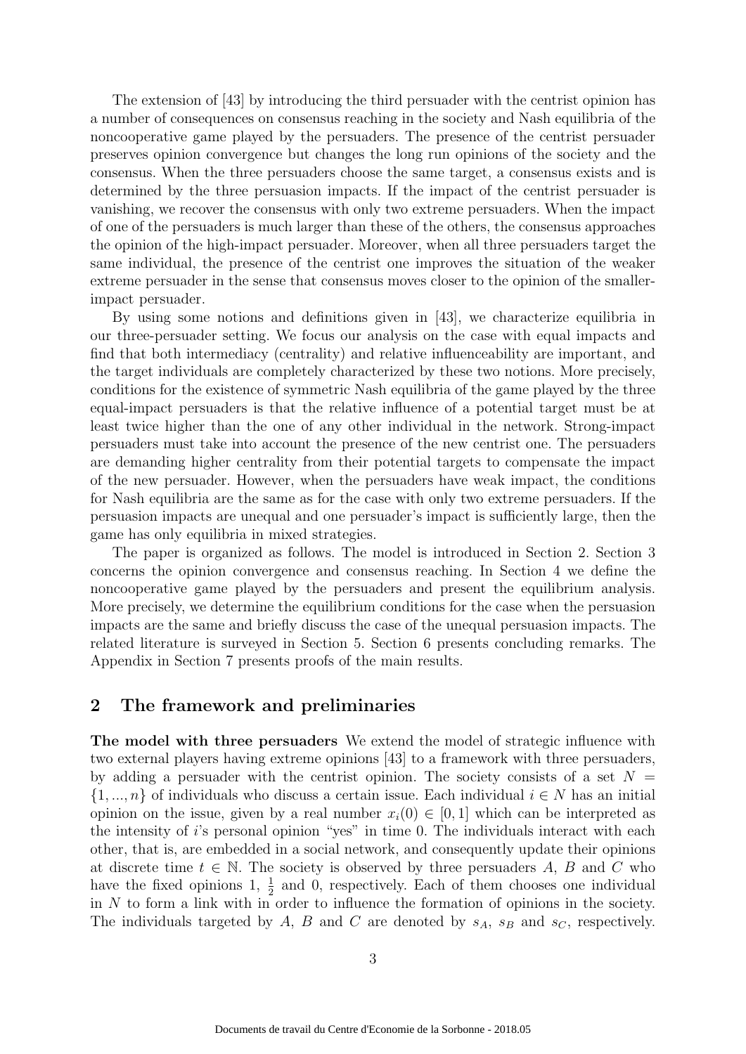The extension of [43] by introducing the third persuader with the centrist opinion has a number of consequences on consensus reaching in the society and Nash equilibria of the noncooperative game played by the persuaders. The presence of the centrist persuader preserves opinion convergence but changes the long run opinions of the society and the consensus. When the three persuaders choose the same target, a consensus exists and is determined by the three persuasion impacts. If the impact of the centrist persuader is vanishing, we recover the consensus with only two extreme persuaders. When the impact of one of the persuaders is much larger than these of the others, the consensus approaches the opinion of the high-impact persuader. Moreover, when all three persuaders target the same individual, the presence of the centrist one improves the situation of the weaker extreme persuader in the sense that consensus moves closer to the opinion of the smaller-impact persuader.

By using some notions and definitions given in [43], we characterize equilibria in our three-persuader setting. We focus our analysis on the case with equal impacts and find that both intermediacy (centrality) and relative influenceability are important, and the target individuals are completely characterized by these two notions. More precisely, conditions for the existence of symmetric Nash equilibria of the game played by the three equal-impact persuaders is that the relative influence of a potential target must be at least twice higher than the one of any other individual in the network. Strong-impact persuaders must take into account the presence of the new centrist one. The persuaders are demanding higher centrality from their potential targets to compensate the impact of the new persuader. However, when the persuaders have weak impact, the conditions for Nash equilibria are the same as for the case with only two extreme persuaders. If the persuasion impacts are unequal and one persuader's impact is sufficiently large, then the game has only equilibria in mixed strategies.

The paper is organized as follows. The model is introduced in Section 2. Section 3 concerns the opinion convergence and consensus reaching. In Section 4 we define the noncooperative game played by the persuaders and present the equilibrium analysis. More precisely, we determine the equilibrium conditions for the case when the persuasion impacts are the same and briefly discuss the case of the unequal persuasion impacts. The related literature is surveyed in Section 5. Section 6 presents concluding remarks. The Appendix in Section 7 presents proofs of the main results.

## 2 The framework and preliminaries

**The model with three persuaders** We extend the model of strategic influence with two external players having extreme opinions [43] to a framework with three persuaders, by adding a persuader with the centrist opinion. The society consists of a set $N = \{1, ..., n\}$ of individuals who discuss a certain issue. Each individual $i \in N$ has an initial opinion on the issue, given by a real number $x_i(0) \in [0, 1]$ which can be interpreted as the intensity of $i$'s personal opinion "yes" in time 0. The individuals interact with each other, that is, are embedded in a social network, and consequently update their opinions at discrete time $t \in \mathbb{N}$. The society is observed by three persuaders $A$, $B$ and $C$ who have the fixed opinions 1, $\frac{1}{2}$ and 0, respectively. Each of them chooses one individual in $N$ to form a link with in order to influence the formation of opinions in the society. The individuals targeted by $A$, $B$ and $C$ are denoted by $s_A$, $s_B$ and $s_C$, respectively.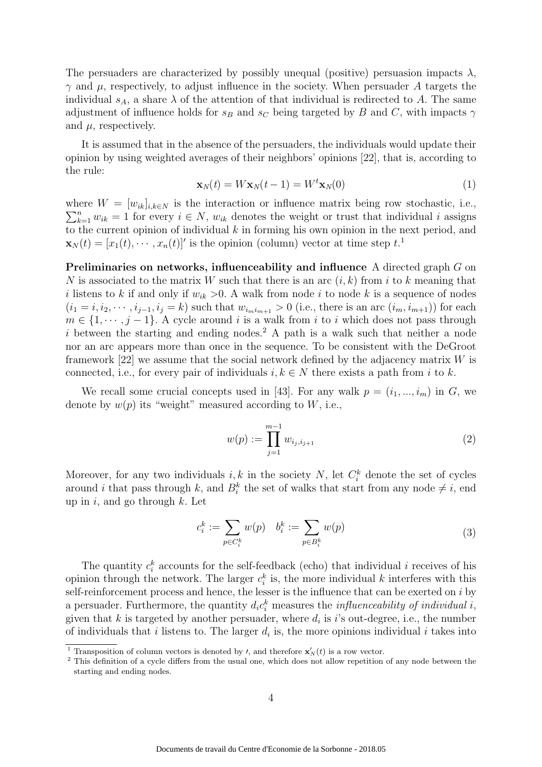The persuaders are characterized by possibly unequal (positive) persuasion impacts $\lambda$, $\gamma$ and $\mu$, respectively, to adjust influence in the society. When persuader $A$ targets the individual $s_A$, a share $\lambda$ of the attention of that individual is redirected to $A$. The same adjustment of influence holds for $s_B$ and $s_C$ being targeted by $B$ and $C$, with impacts $\gamma$ and $\mu$, respectively.

It is assumed that in the absence of the persuaders, the individuals would update their opinion by using weighted averages of their neighbors' opinions [22], that is, according to the rule:

$$\mathbf{x}_N(t) = W\mathbf{x}_N(t-1) = W^t\mathbf{x}_N(0) \tag{1}$$

where $W = [w_{ik}]_{i,k\in N}$ is the interaction or influence matrix being row stochastic, i.e., $\sum_{k=1}^{n} w_{ik} = 1$ for every $i \in N$, $w_{ik}$ denotes the weight or trust that individual $i$ assigns to the current opinion of individual $k$ in forming his own opinion in the next period, and $\mathbf{x}_N(t) = [x_1(t), \cdots, x_n(t)]'$ is the opinion (column) vector at time step $t$.[1]

**Preliminaries on networks, influenceability and influence** A directed graph $G$ on $N$ is associated to the matrix $W$ such that there is an arc $(i, k)$ from $i$ to $k$ meaning that $i$ listens to $k$ if and only if $w_{ik} > 0$. A walk from node $i$ to node $k$ is a sequence of nodes $(i_1 = i, i_2, \cdots, i_{j-1}, i_j = k)$ such that $w_{i_m i_{m+1}} > 0$ (i.e., there is an arc $(i_m, i_{m+1})$) for each $m \in \{1, \cdots, j-1\}$. A cycle around $i$ is a walk from $i$ to $i$ which does not pass through $i$ between the starting and ending nodes.[2] A path is a walk such that neither a node nor an arc appears more than once in the sequence. To be consistent with the DeGroot framework [22] we assume that the social network defined by the adjacency matrix $W$ is connected, i.e., for every pair of individuals $i, k \in N$ there exists a path from $i$ to $k$.

We recall some crucial concepts used in [43]. For any walk $p = (i_1, ..., i_m)$ in $G$, we denote by $w(p)$ its "weight" measured according to $W$, i.e.,

$$w(p) := \prod_{j=1}^{m-1} w_{i_j, i_{j+1}} \tag{2}$$

Moreover, for any two individuals $i, k$ in the society $N$, let $C_i^k$ denote the set of cycles around $i$ that pass through $k$, and $B_i^k$ the set of walks that start from any node $\neq i$, end up in $i$, and go through $k$. Let

$$c_i^k := \sum_{p\in C_i^k} w(p) \quad b_i^k := \sum_{p\in B_i^k} w(p) \tag{3}$$

The quantity $c_i^k$ accounts for the self-feedback (echo) that individual $i$ receives of his opinion through the network. The larger $c_i^k$ is, the more individual $k$ interferes with this self-reinforcement process and hence, the lesser is the influence that can be exerted on $i$ by a persuader. Furthermore, the quantity $d_i c_i^k$ measures the *influenceability of individual* $i$, given that $k$ is targeted by another persuader, where $d_i$ is $i$'s out-degree, i.e., the number of individuals that $i$ listens to. The larger $d_i$ is, the more opinions individual $i$ takes into

---

[1] Transposition of column vectors is denoted by $'$, and therefore $\mathbf{x}'_N(t)$ is a row vector.

[2] This definition of a cycle differs from the usual one, which does not allow repetition of any node between the starting and ending nodes.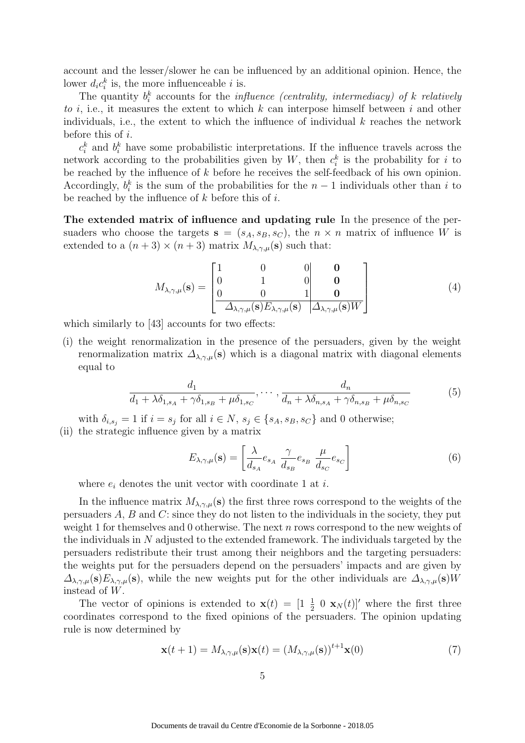account and the lesser/slower he can be influenced by an additional opinion. Hence, the lower $d_i c_i^k$ is, the more influenceable $i$ is.

The quantity $b_i^k$ accounts for the *influence (centrality, intermediacy) of $k$ relatively to $i$*, i.e., it measures the extent to which $k$ can interpose himself between $i$ and other individuals, i.e., the extent to which the influence of individual $k$ reaches the network before this of $i$.

$c_i^k$ and $b_i^k$ have some probabilistic interpretations. If the influence travels across the network according to the probabilities given by $W$, then $c_i^k$ is the probability for $i$ to be reached by the influence of $k$ before he receives the self-feedback of his own opinion. Accordingly, $b_i^k$ is the sum of the probabilities for the $n-1$ individuals other than $i$ to be reached by the influence of $k$ before this of $i$.

**The extended matrix of influence and updating rule** In the presence of the persuaders who choose the targets $\mathbf{s} = (s_A, s_B, s_C)$, the $n \times n$ matrix of influence $W$ is extended to a $(n+3) \times (n+3)$ matrix $M_{\lambda,\gamma,\mu}(\mathbf{s})$ such that:

$$M_{\lambda,\gamma,\mu}(\mathbf{s}) = \left[\begin{array}{ccc|c} 1 & 0 & 0 & \mathbf{0} \\ 0 & 1 & 0 & \mathbf{0} \\ 0 & 0 & 1 & \mathbf{0} \\ \hline \multicolumn{3}{c|}{\Delta_{\lambda,\gamma,\mu}(\mathbf{s}) E_{\lambda,\gamma,\mu}(\mathbf{s})} & \Delta_{\lambda,\gamma,\mu}(\mathbf{s}) W \end{array}\right] \tag{4}$$

which similarly to [43] accounts for two effects:

(i) the weight renormalization in the presence of the persuaders, given by the weight renormalization matrix $\Delta_{\lambda,\gamma,\mu}(\mathbf{s})$ which is a diagonal matrix with diagonal elements equal to

$$\frac{d_1}{d_1 + \lambda\delta_{1,s_A} + \gamma\delta_{1,s_B} + \mu\delta_{1,s_C}}, \cdots, \frac{d_n}{d_n + \lambda\delta_{n,s_A} + \gamma\delta_{n,s_B} + \mu\delta_{n,s_C}} \tag{5}$$

with $\delta_{i,s_j} = 1$ if $i = s_j$ for all $i \in N$, $s_j \in \{s_A, s_B, s_C\}$ and 0 otherwise;

(ii) the strategic influence given by a matrix

$$E_{\lambda,\gamma,\mu}(\mathbf{s}) = \left[\frac{\lambda}{d_{s_A}} e_{s_A} \; \frac{\gamma}{d_{s_B}} e_{s_B} \; \frac{\mu}{d_{s_C}} e_{s_C}\right] \tag{6}$$

where $e_i$ denotes the unit vector with coordinate 1 at $i$.

In the influence matrix $M_{\lambda,\gamma,\mu}(\mathbf{s})$ the first three rows correspond to the weights of the persuaders $A$, $B$ and $C$: since they do not listen to the individuals in the society, they put weight 1 for themselves and 0 otherwise. The next $n$ rows correspond to the new weights of the individuals in $N$ adjusted to the extended framework. The individuals targeted by the persuaders redistribute their trust among their neighbors and the targeting persuaders: the weights put for the persuaders depend on the persuaders' impacts and are given by $\Delta_{\lambda,\gamma,\mu}(\mathbf{s}) E_{\lambda,\gamma,\mu}(\mathbf{s})$, while the new weights put for the other individuals are $\Delta_{\lambda,\gamma,\mu}(\mathbf{s}) W$ instead of $W$.

The vector of opinions is extended to $\mathbf{x}(t) = [1 \; \frac{1}{2} \; 0 \; \mathbf{x}_N(t)]'$ where the first three coordinates correspond to the fixed opinions of the persuaders. The opinion updating rule is now determined by

$$\mathbf{x}(t+1) = M_{\lambda,\gamma,\mu}(\mathbf{s})\mathbf{x}(t) = (M_{\lambda,\gamma,\mu}(\mathbf{s}))^{t+1}\mathbf{x}(0) \tag{7}$$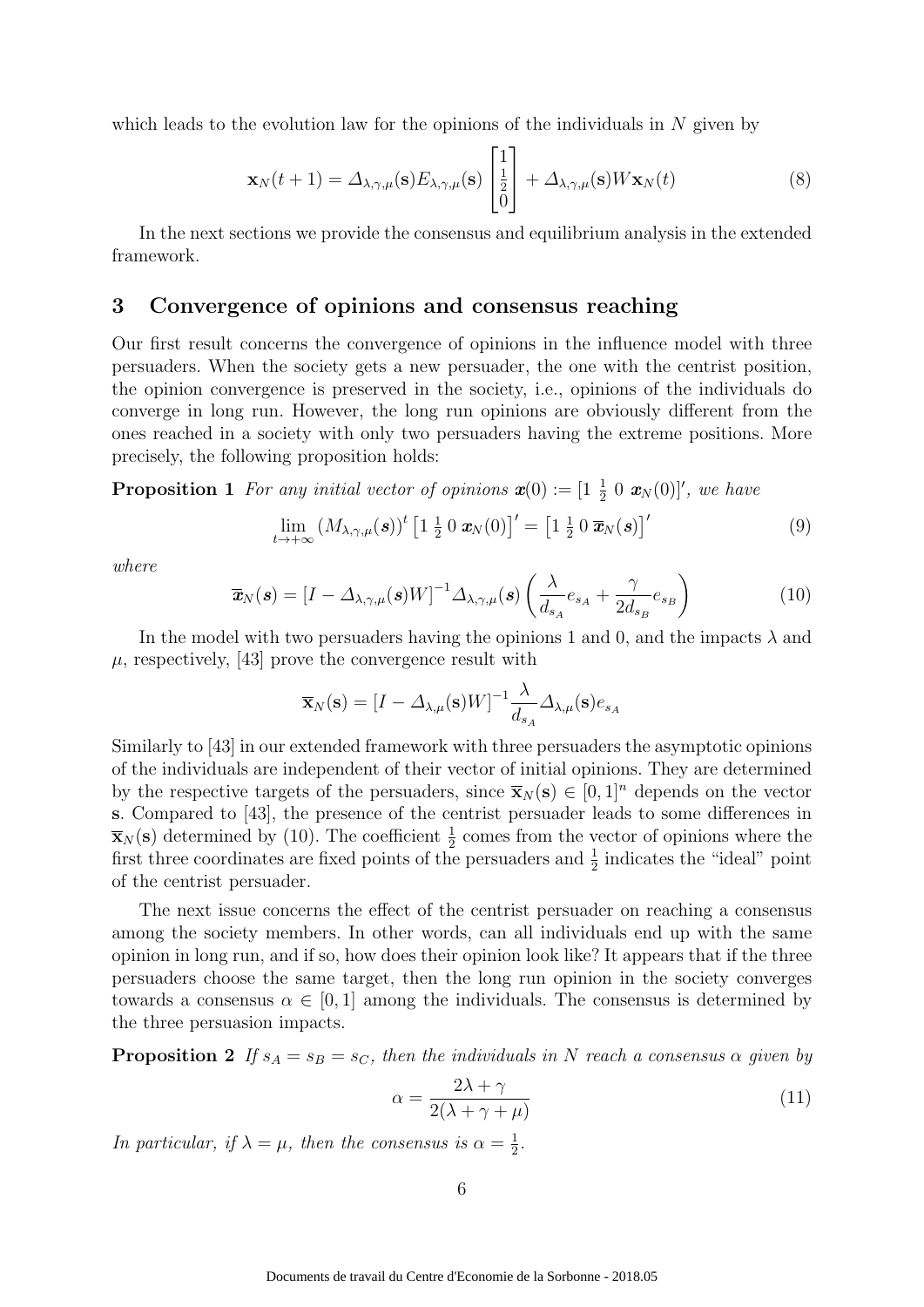which leads to the evolution law for the opinions of the individuals in $N$ given by

$$\mathbf{x}_N(t+1) = \mathit{\Delta}_{\lambda,\gamma,\mu}(\mathbf{s}) E_{\lambda,\gamma,\mu}(\mathbf{s}) \begin{bmatrix} 1 \\ \frac{1}{2} \\ 0 \end{bmatrix} + \mathit{\Delta}_{\lambda,\gamma,\mu}(\mathbf{s}) W \mathbf{x}_N(t) \tag{8}$$

In the next sections we provide the consensus and equilibrium analysis in the extended framework.

## 3 Convergence of opinions and consensus reaching

Our first result concerns the convergence of opinions in the influence model with three persuaders. When the society gets a new persuader, the one with the centrist position, the opinion convergence is preserved in the society, i.e., opinions of the individuals do converge in long run. However, the long run opinions are obviously different from the ones reached in a society with only two persuaders having the extreme positions. More precisely, the following proposition holds:

**Proposition 1** *For any initial vector of opinions $\boldsymbol{x}(0) := [1 \ \frac{1}{2} \ 0 \ \boldsymbol{x}_N(0)]'$, we have*

$$\lim_{t\to+\infty} (M_{\lambda,\gamma,\mu}(\boldsymbol{s}))^t \left[1 \ \tfrac{1}{2} \ 0 \ \boldsymbol{x}_N(0)\right]' = \left[1 \ \tfrac{1}{2} \ 0 \ \overline{\boldsymbol{x}}_N(\boldsymbol{s})\right]' \tag{9}$$

*where*

$$\overline{\boldsymbol{x}}_N(\boldsymbol{s}) = [I - \mathit{\Delta}_{\lambda,\gamma,\mu}(\boldsymbol{s}) W]^{-1} \mathit{\Delta}_{\lambda,\gamma,\mu}(\boldsymbol{s}) \left( \frac{\lambda}{d_{s_A}} e_{s_A} + \frac{\gamma}{2 d_{s_B}} e_{s_B} \right) \tag{10}$$

In the model with two persuaders having the opinions 1 and 0, and the impacts $\lambda$ and $\mu$, respectively, [43] prove the convergence result with

$$\overline{\mathbf{x}}_N(\mathbf{s}) = [I - \mathit{\Delta}_{\lambda,\mu}(\mathbf{s}) W]^{-1} \frac{\lambda}{d_{s_A}} \mathit{\Delta}_{\lambda,\mu}(\mathbf{s}) e_{s_A}$$

Similarly to [43] in our extended framework with three persuaders the asymptotic opinions of the individuals are independent of their vector of initial opinions. They are determined by the respective targets of the persuaders, since $\overline{\mathbf{x}}_N(\mathbf{s}) \in [0,1]^n$ depends on the vector $\mathbf{s}$. Compared to [43], the presence of the centrist persuader leads to some differences in $\overline{\mathbf{x}}_N(\mathbf{s})$ determined by (10). The coefficient $\frac{1}{2}$ comes from the vector of opinions where the first three coordinates are fixed points of the persuaders and $\frac{1}{2}$ indicates the "ideal" point of the centrist persuader.

The next issue concerns the effect of the centrist persuader on reaching a consensus among the society members. In other words, can all individuals end up with the same opinion in long run, and if so, how does their opinion look like? It appears that if the three persuaders choose the same target, then the long run opinion in the society converges towards a consensus $\alpha \in [0,1]$ among the individuals. The consensus is determined by the three persuasion impacts.

**Proposition 2** *If $s_A = s_B = s_C$, then the individuals in $N$ reach a consensus $\alpha$ given by*

$$\alpha = \frac{2\lambda + \gamma}{2(\lambda + \gamma + \mu)} \tag{11}$$

*In particular, if $\lambda = \mu$, then the consensus is $\alpha = \frac{1}{2}$.*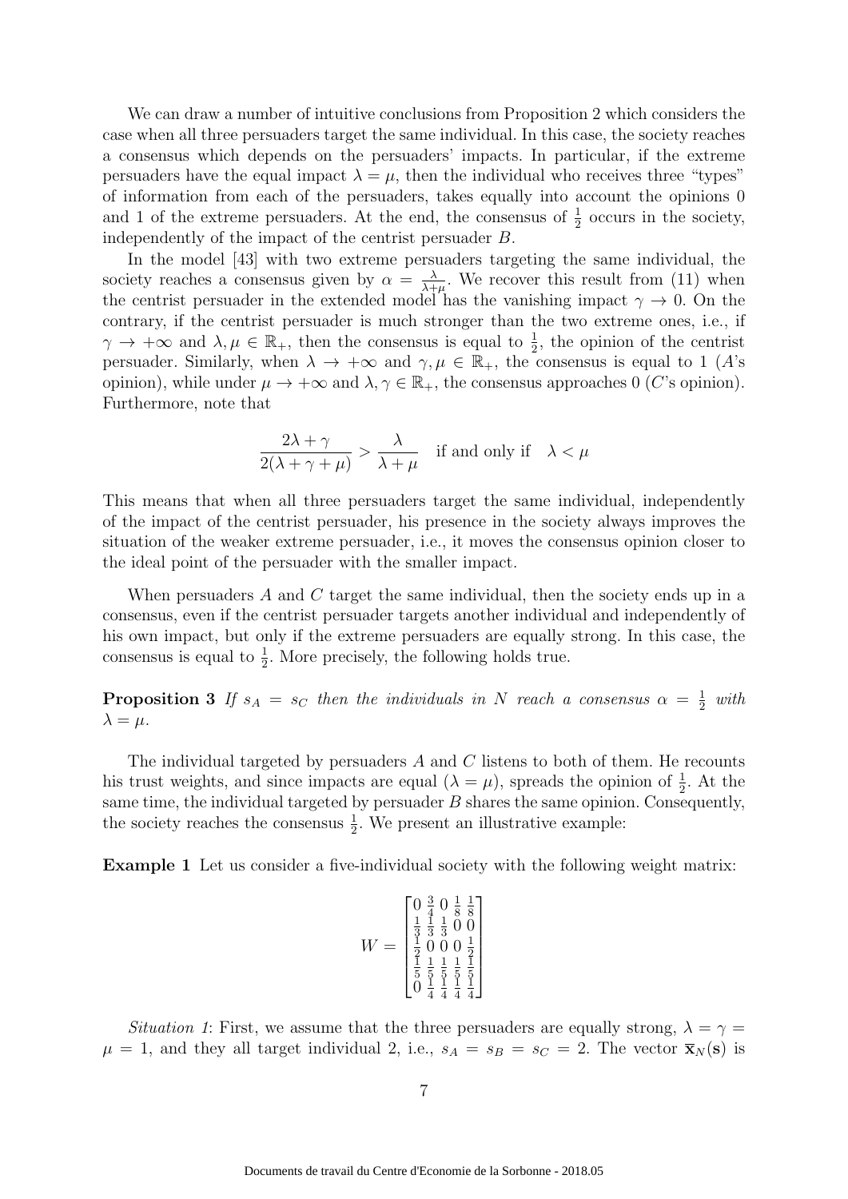We can draw a number of intuitive conclusions from Proposition 2 which considers the case when all three persuaders target the same individual. In this case, the society reaches a consensus which depends on the persuaders' impacts. In particular, if the extreme persuaders have the equal impact $\lambda = \mu$, then the individual who receives three "types" of information from each of the persuaders, takes equally into account the opinions 0 and 1 of the extreme persuaders. At the end, the consensus of $\frac{1}{2}$ occurs in the society, independently of the impact of the centrist persuader $B$.

In the model [43] with two extreme persuaders targeting the same individual, the society reaches a consensus given by $\alpha = \frac{\lambda}{\lambda+\mu}$. We recover this result from (11) when the centrist persuader in the extended model has the vanishing impact $\gamma \to 0$. On the contrary, if the centrist persuader is much stronger than the two extreme ones, i.e., if $\gamma \to +\infty$ and $\lambda, \mu \in \mathbb{R}_+$, then the consensus is equal to $\frac{1}{2}$, the opinion of the centrist persuader. Similarly, when $\lambda \to +\infty$ and $\gamma, \mu \in \mathbb{R}_+$, the consensus is equal to 1 ($A$'s opinion), while under $\mu \to +\infty$ and $\lambda, \gamma \in \mathbb{R}_+$, the consensus approaches 0 ($C$'s opinion). Furthermore, note that

$$\frac{2\lambda + \gamma}{2(\lambda + \gamma + \mu)} > \frac{\lambda}{\lambda + \mu} \quad \text{if and only if} \quad \lambda < \mu$$

This means that when all three persuaders target the same individual, independently of the impact of the centrist persuader, his presence in the society always improves the situation of the weaker extreme persuader, i.e., it moves the consensus opinion closer to the ideal point of the persuader with the smaller impact.

When persuaders $A$ and $C$ target the same individual, then the society ends up in a consensus, even if the centrist persuader targets another individual and independently of his own impact, but only if the extreme persuaders are equally strong. In this case, the consensus is equal to $\frac{1}{2}$. More precisely, the following holds true.

**Proposition 3** *If $s_A = s_C$ then the individuals in $N$ reach a consensus $\alpha = \frac{1}{2}$ with $\lambda = \mu$.*

The individual targeted by persuaders $A$ and $C$ listens to both of them. He recounts his trust weights, and since impacts are equal ($\lambda = \mu$), spreads the opinion of $\frac{1}{2}$. At the same time, the individual targeted by persuader $B$ shares the same opinion. Consequently, the society reaches the consensus $\frac{1}{2}$. We present an illustrative example:

**Example 1** Let us consider a five-individual society with the following weight matrix:

$$W = \begin{bmatrix} 0 & \frac{3}{4} & 0 & \frac{1}{8} & \frac{1}{8} \\ \frac{1}{3} & \frac{1}{3} & \frac{1}{3} & 0 & 0 \\ \frac{1}{2} & 0 & 0 & 0 & \frac{1}{2} \\ \frac{1}{5} & \frac{1}{5} & \frac{1}{5} & \frac{1}{5} & \frac{1}{5} \\ 0 & \frac{1}{4} & \frac{1}{4} & \frac{1}{4} & \frac{1}{4} \end{bmatrix}$$

*Situation 1*: First, we assume that the three persuaders are equally strong, $\lambda = \gamma = \mu = 1$, and they all target individual 2, i.e., $s_A = s_B = s_C = 2$. The vector $\bar{\mathbf{x}}_N(\mathbf{s})$ is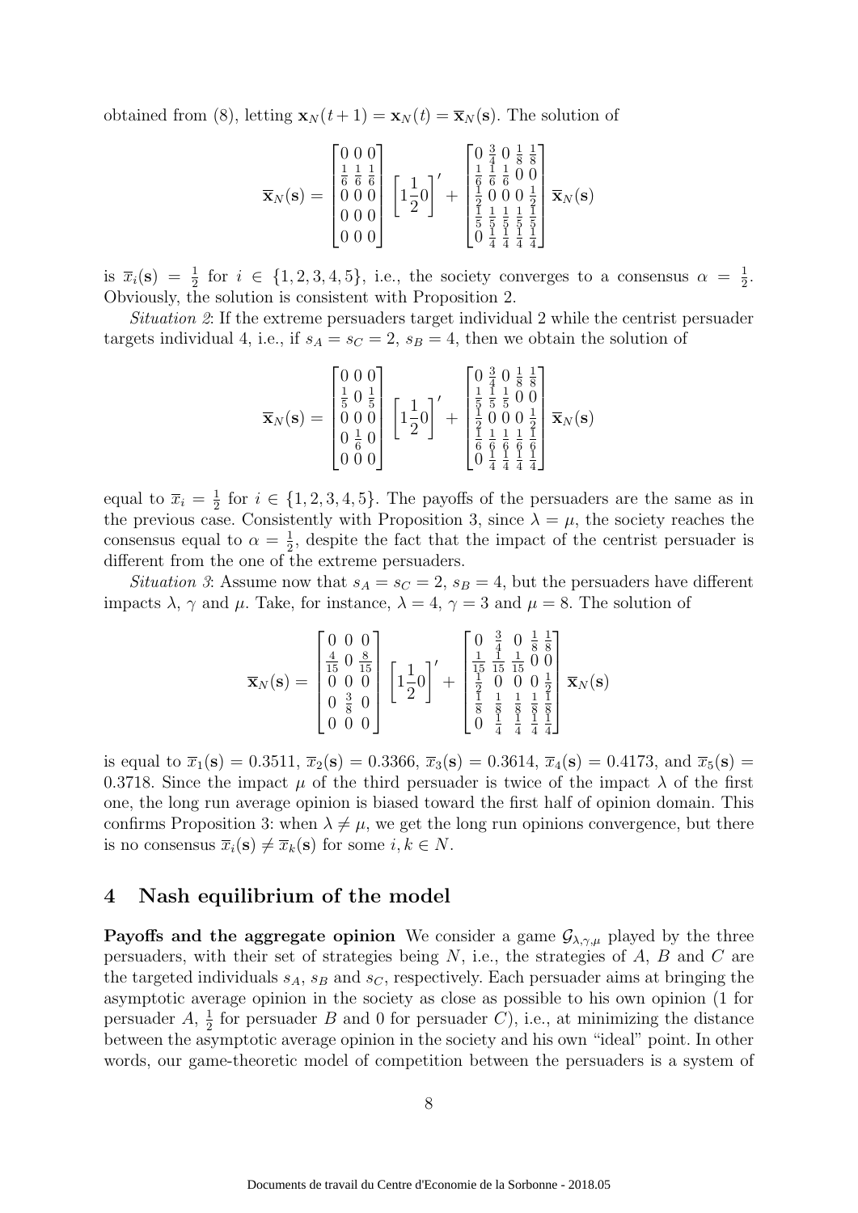obtained from (8), letting $\mathbf{x}_N(t+1) = \mathbf{x}_N(t) = \overline{\mathbf{x}}_N(\mathbf{s})$. The solution of

$$\overline{\mathbf{x}}_N(\mathbf{s}) = \begin{bmatrix} 0 & 0 & 0 \\ \frac{1}{6} & \frac{1}{6} & \frac{1}{6} \\ 0 & 0 & 0 \\ 0 & 0 & 0 \\ 0 & 0 & 0 \end{bmatrix} \begin{bmatrix} 1 \frac{1}{2} 0 \end{bmatrix}' + \begin{bmatrix} 0 & \frac{3}{4} & 0 & \frac{1}{8} & \frac{1}{8} \\ \frac{1}{6} & \frac{1}{6} & \frac{1}{6} & 0 & 0 \\ \frac{1}{2} & 0 & 0 & 0 & \frac{1}{2} \\ \frac{1}{5} & \frac{1}{5} & \frac{1}{5} & \frac{1}{5} & \frac{1}{5} \\ 0 & \frac{1}{4} & \frac{1}{4} & \frac{1}{4} & \frac{1}{4} \end{bmatrix} \overline{\mathbf{x}}_N(\mathbf{s})$$

is $\overline{x}_i(\mathbf{s}) = \frac{1}{2}$ for $i \in \{1, 2, 3, 4, 5\}$, i.e., the society converges to a consensus $\alpha = \frac{1}{2}$. Obviously, the solution is consistent with Proposition 2.

*Situation 2*: If the extreme persuaders target individual 2 while the centrist persuader targets individual 4, i.e., if $s_A = s_C = 2$, $s_B = 4$, then we obtain the solution of

$$\overline{\mathbf{x}}_N(\mathbf{s}) = \begin{bmatrix} 0 & 0 & 0 \\ \frac{1}{5} & 0 & \frac{1}{5} \\ 0 & 0 & 0 \\ 0 & \frac{1}{6} & 0 \\ 0 & 0 & 0 \end{bmatrix} \begin{bmatrix} 1 \frac{1}{2} 0 \end{bmatrix}' + \begin{bmatrix} 0 & \frac{3}{4} & 0 & \frac{1}{8} & \frac{1}{8} \\ \frac{1}{5} & \frac{1}{5} & \frac{1}{5} & 0 & 0 \\ \frac{1}{2} & 0 & 0 & 0 & \frac{1}{2} \\ \frac{1}{6} & \frac{1}{6} & \frac{1}{6} & \frac{1}{6} & \frac{1}{6} \\ 0 & \frac{1}{4} & \frac{1}{4} & \frac{1}{4} & \frac{1}{4} \end{bmatrix} \overline{\mathbf{x}}_N(\mathbf{s})$$

equal to $\overline{x}_i = \frac{1}{2}$ for $i \in \{1, 2, 3, 4, 5\}$. The payoffs of the persuaders are the same as in the previous case. Consistently with Proposition 3, since $\lambda = \mu$, the society reaches the consensus equal to $\alpha = \frac{1}{2}$, despite the fact that the impact of the centrist persuader is different from the one of the extreme persuaders.

*Situation 3*: Assume now that $s_A = s_C = 2$, $s_B = 4$, but the persuaders have different impacts $\lambda$, $\gamma$ and $\mu$. Take, for instance, $\lambda = 4$, $\gamma = 3$ and $\mu = 8$. The solution of

$$\overline{\mathbf{x}}_N(\mathbf{s}) = \begin{bmatrix} 0 & 0 & 0 \\ \frac{4}{15} & 0 & \frac{8}{15} \\ 0 & 0 & 0 \\ 0 & \frac{3}{8} & 0 \\ 0 & 0 & 0 \end{bmatrix} \begin{bmatrix} 1 \frac{1}{2} 0 \end{bmatrix}' + \begin{bmatrix} 0 & \frac{3}{4} & 0 & \frac{1}{8} & \frac{1}{8} \\ \frac{1}{15} & \frac{1}{15} & \frac{1}{15} & 0 & 0 \\ \frac{1}{2} & 0 & 0 & 0 & \frac{1}{2} \\ \frac{1}{8} & \frac{1}{8} & \frac{1}{8} & \frac{1}{8} & \frac{1}{8} \\ 0 & \frac{1}{4} & \frac{1}{4} & \frac{1}{4} & \frac{1}{4} \end{bmatrix} \overline{\mathbf{x}}_N(\mathbf{s})$$

is equal to $\overline{x}_1(\mathbf{s}) = 0.3511$, $\overline{x}_2(\mathbf{s}) = 0.3366$, $\overline{x}_3(\mathbf{s}) = 0.3614$, $\overline{x}_4(\mathbf{s}) = 0.4173$, and $\overline{x}_5(\mathbf{s}) = 0.3718$. Since the impact $\mu$ of the third persuader is twice of the impact $\lambda$ of the first one, the long run average opinion is biased toward the first half of opinion domain. This confirms Proposition 3: when $\lambda \neq \mu$, we get the long run opinions convergence, but there is no consensus $\overline{x}_i(\mathbf{s}) \neq \overline{x}_k(\mathbf{s})$ for some $i, k \in N$.

## 4 Nash equilibrium of the model

**Payoffs and the aggregate opinion** We consider a game $\mathcal{G}_{\lambda,\gamma,\mu}$ played by the three persuaders, with their set of strategies being $N$, i.e., the strategies of $A$, $B$ and $C$ are the targeted individuals $s_A$, $s_B$ and $s_C$, respectively. Each persuader aims at bringing the asymptotic average opinion in the society as close as possible to his own opinion (1 for persuader $A$, $\frac{1}{2}$ for persuader $B$ and 0 for persuader $C$), i.e., at minimizing the distance between the asymptotic average opinion in the society and his own "ideal" point. In other words, our game-theoretic model of competition between the persuaders is a system of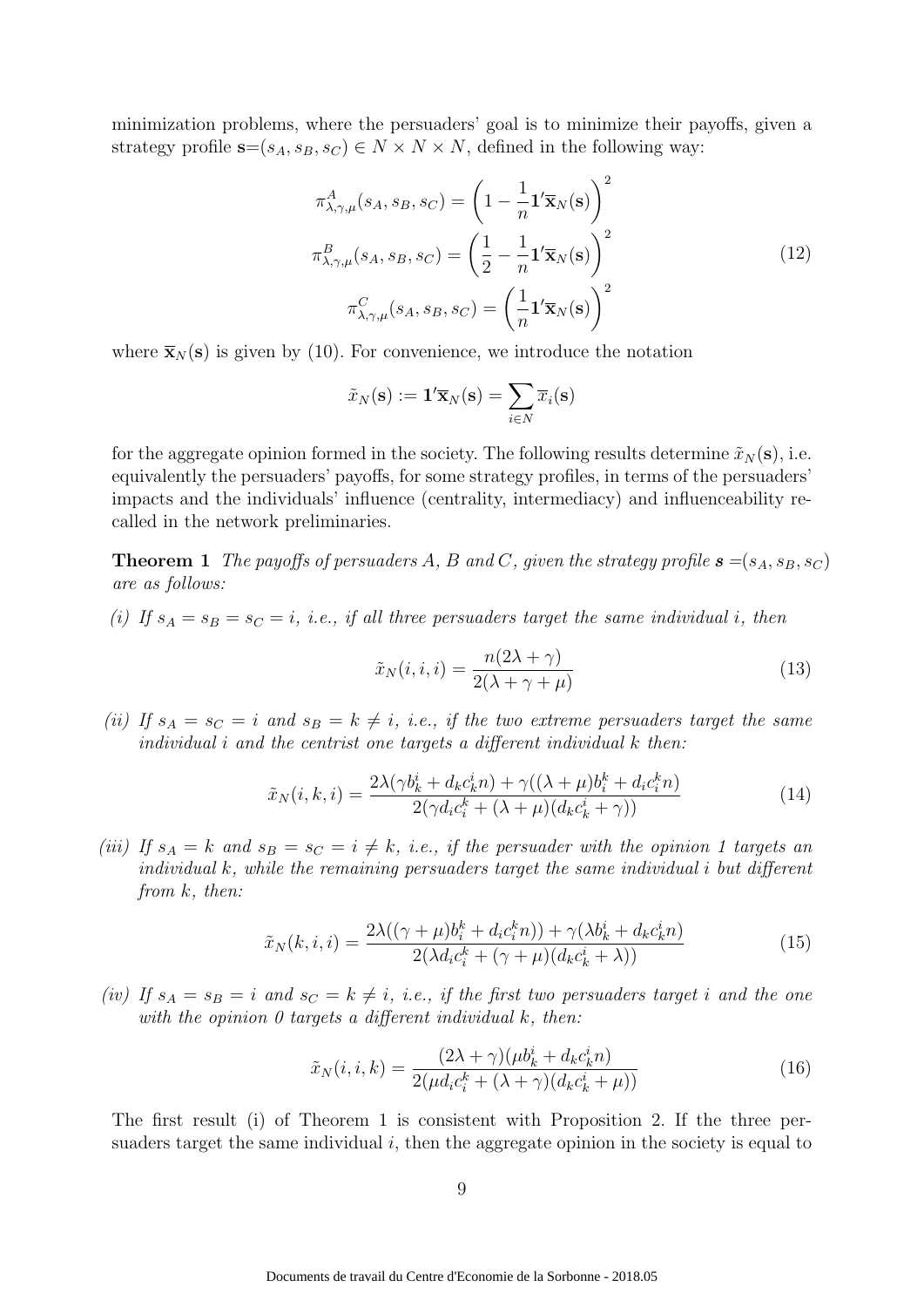minimization problems, where the persuaders' goal is to minimize their payoffs, given a strategy profile $\mathbf{s}=(s_A, s_B, s_C) \in N \times N \times N$, defined in the following way:

$$
\begin{aligned}
\pi^A_{\lambda,\gamma,\mu}(s_A, s_B, s_C) &= \left(1 - \frac{1}{n}\mathbf{1}'\overline{\mathbf{x}}_N(\mathbf{s})\right)^2 \\
\pi^B_{\lambda,\gamma,\mu}(s_A, s_B, s_C) &= \left(\frac{1}{2} - \frac{1}{n}\mathbf{1}'\overline{\mathbf{x}}_N(\mathbf{s})\right)^2 \\
\pi^C_{\lambda,\gamma,\mu}(s_A, s_B, s_C) &= \left(\frac{1}{n}\mathbf{1}'\overline{\mathbf{x}}_N(\mathbf{s})\right)^2
\end{aligned}
\tag{12}
$$

where $\overline{\mathbf{x}}_N(\mathbf{s})$ is given by (10). For convenience, we introduce the notation

$$
\tilde{x}_N(\mathbf{s}) := \mathbf{1}'\overline{\mathbf{x}}_N(\mathbf{s}) = \sum_{i \in N} \overline{x}_i(\mathbf{s})
$$

for the aggregate opinion formed in the society. The following results determine $\tilde{x}_N(\mathbf{s})$, i.e. equivalently the persuaders' payoffs, for some strategy profiles, in terms of the persuaders' impacts and the individuals' influence (centrality, intermediacy) and influenceability recalled in the network preliminaries.

**Theorem 1** *The payoffs of persuaders A, B and C, given the strategy profile $\mathbf{s} = (s_A, s_B, s_C)$ are as follows:*

*(i) If $s_A = s_B = s_C = i$, i.e., if all three persuaders target the same individual $i$, then*

$$
\tilde{x}_N(i,i,i) = \frac{n(2\lambda + \gamma)}{2(\lambda + \gamma + \mu)}
\tag{13}
$$

*(ii) If $s_A = s_C = i$ and $s_B = k \neq i$, i.e., if the two extreme persuaders target the same individual $i$ and the centrist one targets a different individual $k$ then:*

$$
\tilde{x}_N(i,k,i) = \frac{2\lambda(\gamma b^i_k + d_k c^i_k n) + \gamma((\lambda + \mu)b^k_i + d_i c^k_i n)}{2(\gamma d_i c^k_i + (\lambda + \mu)(d_k c^i_k + \gamma))}
\tag{14}
$$

*(iii) If $s_A = k$ and $s_B = s_C = i \neq k$, i.e., if the persuader with the opinion 1 targets an individual $k$, while the remaining persuaders target the same individual $i$ but different from $k$, then:*

$$
\tilde{x}_N(k,i,i) = \frac{2\lambda((\gamma + \mu)b^k_i + d_i c^k_i n)) + \gamma(\lambda b^i_k + d_k c^i_k n)}{2(\lambda d_i c^k_i + (\gamma + \mu)(d_k c^i_k + \lambda))}
\tag{15}
$$

*(iv) If $s_A = s_B = i$ and $s_C = k \neq i$, i.e., if the first two persuaders target $i$ and the one with the opinion 0 targets a different individual $k$, then:*

$$
\tilde{x}_N(i,i,k) = \frac{(2\lambda + \gamma)(\mu b^i_k + d_k c^i_k n)}{2(\mu d_i c^k_i + (\lambda + \gamma)(d_k c^i_k + \mu))}
\tag{16}
$$

The first result (i) of Theorem 1 is consistent with Proposition 2. If the three persuaders target the same individual $i$, then the aggregate opinion in the society is equal to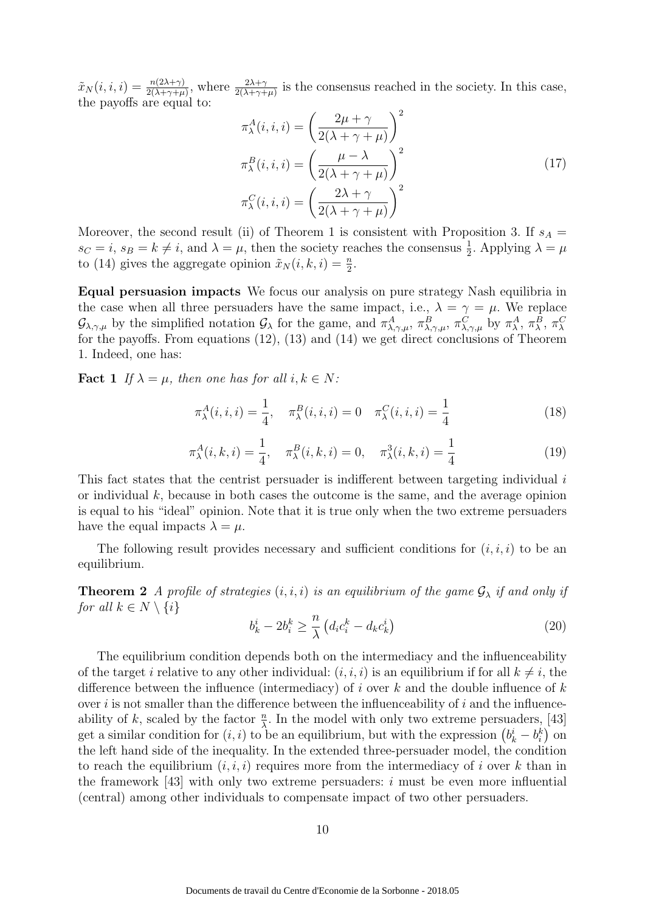$\tilde{x}_N(i,i,i) = \frac{n(2\lambda+\gamma)}{2(\lambda+\gamma+\mu)}$, where $\frac{2\lambda+\gamma}{2(\lambda+\gamma+\mu)}$ is the consensus reached in the society. In this case, the payoffs are equal to:

$$
\begin{aligned}
\pi_\lambda^A(i,i,i) &= \left(\frac{2\mu+\gamma}{2(\lambda+\gamma+\mu)}\right)^2 \\
\pi_\lambda^B(i,i,i) &= \left(\frac{\mu-\lambda}{2(\lambda+\gamma+\mu)}\right)^2 \\
\pi_\lambda^C(i,i,i) &= \left(\frac{2\lambda+\gamma}{2(\lambda+\gamma+\mu)}\right)^2
\end{aligned}
\tag{17}
$$

Moreover, the second result (ii) of Theorem 1 is consistent with Proposition 3. If $s_A = s_C = i$, $s_B = k \neq i$, and $\lambda = \mu$, then the society reaches the consensus $\frac{1}{2}$. Applying $\lambda = \mu$ to (14) gives the aggregate opinion $\tilde{x}_N(i,k,i) = \frac{n}{2}$.

**Equal persuasion impacts** We focus our analysis on pure strategy Nash equilibria in the case when all three persuaders have the same impact, i.e., $\lambda = \gamma = \mu$. We replace $\mathcal{G}_{\lambda,\gamma,\mu}$ by the simplified notation $\mathcal{G}_\lambda$ for the game, and $\pi^A_{\lambda,\gamma,\mu}$, $\pi^B_{\lambda,\gamma,\mu}$, $\pi^C_{\lambda,\gamma,\mu}$ by $\pi^A_\lambda$, $\pi^B_\lambda$, $\pi^C_\lambda$ for the payoffs. From equations (12), (13) and (14) we get direct conclusions of Theorem 1. Indeed, one has:

**Fact 1** *If $\lambda = \mu$, then one has for all $i, k \in N$:*

$$
\pi_\lambda^A(i,i,i) = \frac{1}{4}, \quad \pi_\lambda^B(i,i,i) = 0 \quad \pi_\lambda^C(i,i,i) = \frac{1}{4} \tag{18}
$$

$$
\pi_\lambda^A(i,k,i) = \frac{1}{4}, \quad \pi_\lambda^B(i,k,i) = 0, \quad \pi_\lambda^3(i,k,i) = \frac{1}{4} \tag{19}
$$

This fact states that the centrist persuader is indifferent between targeting individual $i$ or individual $k$, because in both cases the outcome is the same, and the average opinion is equal to his "ideal" opinion. Note that it is true only when the two extreme persuaders have the equal impacts $\lambda = \mu$.

The following result provides necessary and sufficient conditions for $(i,i,i)$ to be an equilibrium.

**Theorem 2** *A profile of strategies $(i,i,i)$ is an equilibrium of the game $\mathcal{G}_\lambda$ if and only if for all $k \in N \setminus \{i\}$*

$$
b_k^i - 2b_i^k \geq \frac{n}{\lambda}\left(d_i c_i^k - d_k c_k^i\right) \tag{20}
$$

The equilibrium condition depends both on the intermediacy and the influenceability of the target $i$ relative to any other individual: $(i,i,i)$ is an equilibrium if for all $k \neq i$, the difference between the influence (intermediacy) of $i$ over $k$ and the double influence of $k$ over $i$ is not smaller than the difference between the influenceability of $i$ and the influenceability of $k$, scaled by the factor $\frac{n}{\lambda}$. In the model with only two extreme persuaders, [43] get a similar condition for $(i,i)$ to be an equilibrium, but with the expression $\left(b_k^i - b_i^k\right)$ on the left hand side of the inequality. In the extended three-persuader model, the condition to reach the equilibrium $(i,i,i)$ requires more from the intermediacy of $i$ over $k$ than in the framework [43] with only two extreme persuaders: $i$ must be even more influential (central) among other individuals to compensate impact of two other persuaders.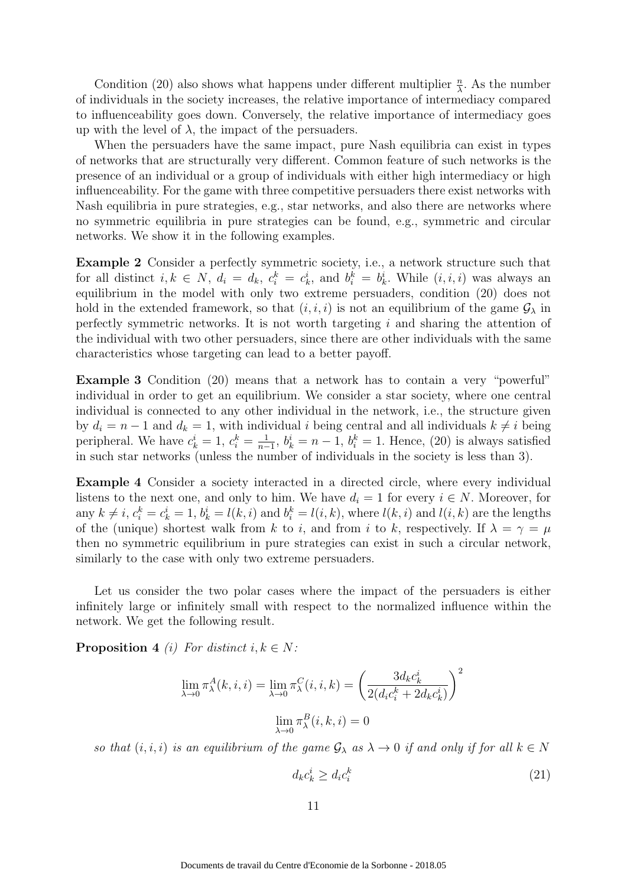Condition (20) also shows what happens under different multiplier $\frac{n}{\lambda}$. As the number of individuals in the society increases, the relative importance of intermediacy compared to influenceability goes down. Conversely, the relative importance of intermediacy goes up with the level of $\lambda$, the impact of the persuaders.

When the persuaders have the same impact, pure Nash equilibria can exist in types of networks that are structurally very different. Common feature of such networks is the presence of an individual or a group of individuals with either high intermediacy or high influenceability. For the game with three competitive persuaders there exist networks with Nash equilibria in pure strategies, e.g., star networks, and also there are networks where no symmetric equilibria in pure strategies can be found, e.g., symmetric and circular networks. We show it in the following examples.

**Example 2** Consider a perfectly symmetric society, i.e., a network structure such that for all distinct $i, k \in N$, $d_i = d_k$, $c_i^k = c_k^i$, and $b_i^k = b_k^i$. While $(i, i, i)$ was always an equilibrium in the model with only two extreme persuaders, condition (20) does not hold in the extended framework, so that $(i, i, i)$ is not an equilibrium of the game $\mathcal{G}_\lambda$ in perfectly symmetric networks. It is not worth targeting $i$ and sharing the attention of the individual with two other persuaders, since there are other individuals with the same characteristics whose targeting can lead to a better payoff.

**Example 3** Condition (20) means that a network has to contain a very "powerful" individual in order to get an equilibrium. We consider a star society, where one central individual is connected to any other individual in the network, i.e., the structure given by $d_i = n - 1$ and $d_k = 1$, with individual $i$ being central and all individuals $k \neq i$ being peripheral. We have $c_k^i = 1$, $c_i^k = \frac{1}{n-1}$, $b_k^i = n - 1$, $b_i^k = 1$. Hence, (20) is always satisfied in such star networks (unless the number of individuals in the society is less than 3).

**Example 4** Consider a society interacted in a directed circle, where every individual listens to the next one, and only to him. We have $d_i = 1$ for every $i \in N$. Moreover, for any $k \neq i$, $c_i^k = c_k^i = 1$, $b_k^i = l(k, i)$ and $b_i^k = l(i, k)$, where $l(k, i)$ and $l(i, k)$ are the lengths of the (unique) shortest walk from $k$ to $i$, and from $i$ to $k$, respectively. If $\lambda = \gamma = \mu$ then no symmetric equilibrium in pure strategies can exist in such a circular network, similarly to the case with only two extreme persuaders.

Let us consider the two polar cases where the impact of the persuaders is either infinitely large or infinitely small with respect to the normalized influence within the network. We get the following result.

**Proposition 4** *(i) For distinct $i, k \in N$:*

$$\lim_{\lambda \to 0} \pi_\lambda^A(k, i, i) = \lim_{\lambda \to 0} \pi_\lambda^C(i, i, k) = \left( \frac{3 d_k c_k^i}{2(d_i c_i^k + 2 d_k c_k^i)} \right)^2$$

$$\lim_{\lambda \to 0} \pi_\lambda^B(i, k, i) = 0$$

*so that $(i, i, i)$ is an equilibrium of the game $\mathcal{G}_\lambda$ as $\lambda \to 0$ if and only if for all $k \in N$*

$$d_k c_k^i \geq d_i c_i^k \tag{21}$$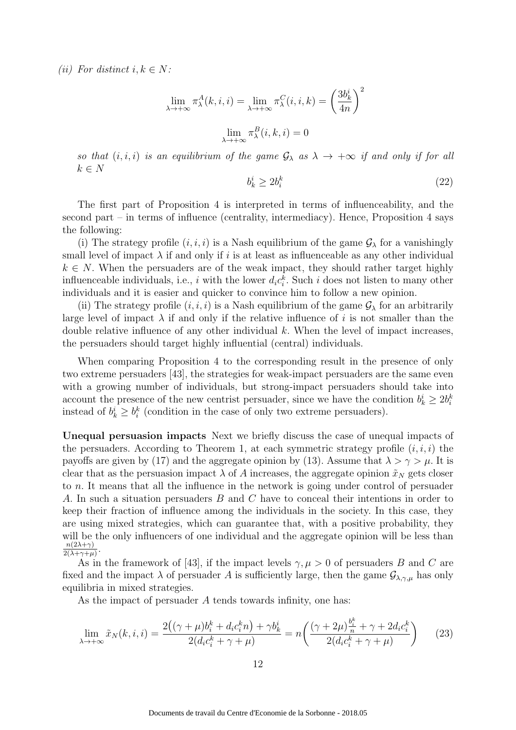*(ii) For distinct $i, k \in N$:*

$$\lim_{\lambda \to +\infty} \pi_\lambda^A(k,i,i) = \lim_{\lambda \to +\infty} \pi_\lambda^C(i,i,k) = \left(\frac{3b_k^i}{4n}\right)^2$$

$$\lim_{\lambda \to +\infty} \pi_\lambda^B(i,k,i) = 0$$

*so that $(i,i,i)$ is an equilibrium of the game $\mathcal{G}_\lambda$ as $\lambda \to +\infty$ if and only if for all $k \in N$*

$$b_k^i \geq 2b_i^k \tag{22}$$

The first part of Proposition 4 is interpreted in terms of influenceability, and the second part – in terms of influence (centrality, intermediacy). Hence, Proposition 4 says the following:

(i) The strategy profile $(i,i,i)$ is a Nash equilibrium of the game $\mathcal{G}_\lambda$ for a vanishingly small level of impact $\lambda$ if and only if $i$ is at least as influenceable as any other individual $k \in N$. When the persuaders are of the weak impact, they should rather target highly influenceable individuals, i.e., $i$ with the lower $d_i c_i^k$. Such $i$ does not listen to many other individuals and it is easier and quicker to convince him to follow a new opinion.

(ii) The strategy profile $(i,i,i)$ is a Nash equilibrium of the game $\mathcal{G}_\lambda$ for an arbitrarily large level of impact $\lambda$ if and only if the relative influence of $i$ is not smaller than the double relative influence of any other individual $k$. When the level of impact increases, the persuaders should target highly influential (central) individuals.

When comparing Proposition 4 to the corresponding result in the presence of only two extreme persuaders [43], the strategies for weak-impact persuaders are the same even with a growing number of individuals, but strong-impact persuaders should take into account the presence of the new centrist persuader, since we have the condition $b_k^i \geq 2b_i^k$ instead of $b_k^i \geq b_i^k$ (condition in the case of only two extreme persuaders).

**Unequal persuasion impacts** Next we briefly discuss the case of unequal impacts of the persuaders. According to Theorem 1, at each symmetric strategy profile $(i,i,i)$ the payoffs are given by (17) and the aggregate opinion by (13). Assume that $\lambda > \gamma > \mu$. It is clear that as the persuasion impact $\lambda$ of $A$ increases, the aggregate opinion $\tilde{x}_N$ gets closer to $n$. It means that all the influence in the network is going under control of persuader $A$. In such a situation persuaders $B$ and $C$ have to conceal their intentions in order to keep their fraction of influence among the individuals in the society. In this case, they are using mixed strategies, which can guarantee that, with a positive probability, they will be the only influencers of one individual and the aggregate opinion will be less than $\frac{n(2\lambda+\gamma)}{2(\lambda+\gamma+\mu)}$.

As in the framework of [43], if the impact levels $\gamma, \mu > 0$ of persuaders $B$ and $C$ are fixed and the impact $\lambda$ of persuader $A$ is sufficiently large, then the game $\mathcal{G}_{\lambda,\gamma,\mu}$ has only equilibria in mixed strategies.

As the impact of persuader $A$ tends towards infinity, one has:

$$\lim_{\lambda \to +\infty} \tilde{x}_N(k,i,i) = \frac{2\big((\gamma+\mu)b_i^k + d_i c_i^k n\big) + \gamma b_k^i}{2(d_i c_i^k + \gamma + \mu)} = n\left(\frac{(\gamma+2\mu)\frac{b_i^k}{n} + \gamma + 2d_i c_i^k}{2(d_i c_i^k + \gamma + \mu)}\right) \tag{23}$$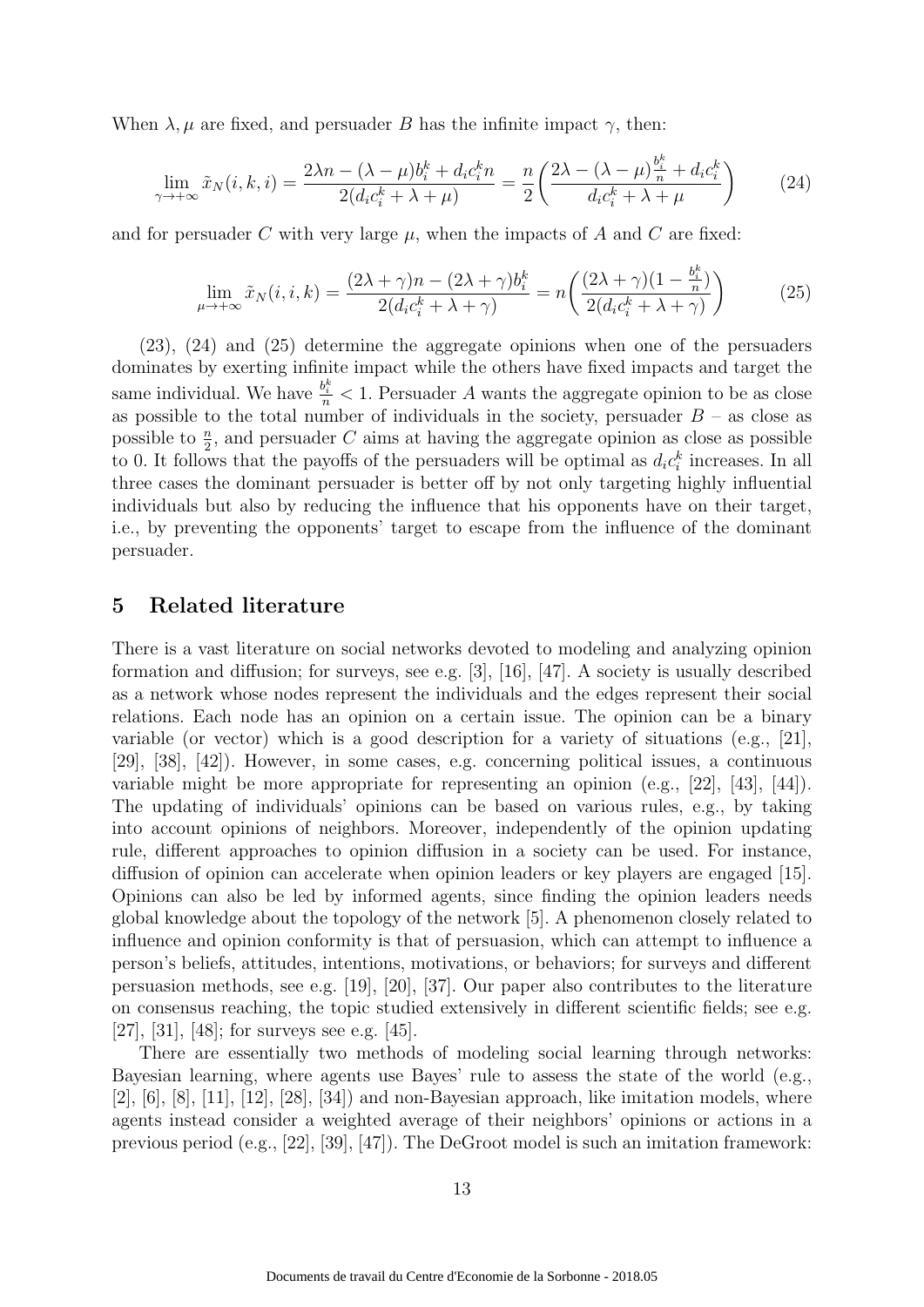When $\lambda, \mu$ are fixed, and persuader $B$ has the infinite impact $\gamma$, then:

$$\lim_{\gamma \to +\infty} \tilde{x}_N(i,k,i) = \frac{2\lambda n - (\lambda - \mu) b_i^k + d_i c_i^k n}{2(d_i c_i^k + \lambda + \mu)} = \frac{n}{2} \left( \frac{2\lambda - (\lambda - \mu)\frac{b_i^k}{n} + d_i c_i^k}{d_i c_i^k + \lambda + \mu} \right) \tag{24}$$

and for persuader $C$ with very large $\mu$, when the impacts of $A$ and $C$ are fixed:

$$\lim_{\mu \to +\infty} \tilde{x}_N(i,i,k) = \frac{(2\lambda + \gamma)n - (2\lambda + \gamma) b_i^k}{2(d_i c_i^k + \lambda + \gamma)} = n \left( \frac{(2\lambda + \gamma)(1 - \frac{b_i^k}{n})}{2(d_i c_i^k + \lambda + \gamma)} \right) \tag{25}$$

(23), (24) and (25) determine the aggregate opinions when one of the persuaders dominates by exerting infinite impact while the others have fixed impacts and target the same individual. We have $\frac{b_i^k}{n} < 1$. Persuader $A$ wants the aggregate opinion to be as close as possible to the total number of individuals in the society, persuader $B$ – as close as possible to $\frac{n}{2}$, and persuader $C$ aims at having the aggregate opinion as close as possible to 0. It follows that the payoffs of the persuaders will be optimal as $d_i c_i^k$ increases. In all three cases the dominant persuader is better off by not only targeting highly influential individuals but also by reducing the influence that his opponents have on their target, i.e., by preventing the opponents' target to escape from the influence of the dominant persuader.

## 5 Related literature

There is a vast literature on social networks devoted to modeling and analyzing opinion formation and diffusion; for surveys, see e.g. [3], [16], [47]. A society is usually described as a network whose nodes represent the individuals and the edges represent their social relations. Each node has an opinion on a certain issue. The opinion can be a binary variable (or vector) which is a good description for a variety of situations (e.g., [21], [29], [38], [42]). However, in some cases, e.g. concerning political issues, a continuous variable might be more appropriate for representing an opinion (e.g., [22], [43], [44]). The updating of individuals' opinions can be based on various rules, e.g., by taking into account opinions of neighbors. Moreover, independently of the opinion updating rule, different approaches to opinion diffusion in a society can be used. For instance, diffusion of opinion can accelerate when opinion leaders or key players are engaged [15]. Opinions can also be led by informed agents, since finding the opinion leaders needs global knowledge about the topology of the network [5]. A phenomenon closely related to influence and opinion conformity is that of persuasion, which can attempt to influence a person's beliefs, attitudes, intentions, motivations, or behaviors; for surveys and different persuasion methods, see e.g. [19], [20], [37]. Our paper also contributes to the literature on consensus reaching, the topic studied extensively in different scientific fields; see e.g. [27], [31], [48]; for surveys see e.g. [45].

There are essentially two methods of modeling social learning through networks: Bayesian learning, where agents use Bayes' rule to assess the state of the world (e.g., [2], [6], [8], [11], [12], [28], [34]) and non-Bayesian approach, like imitation models, where agents instead consider a weighted average of their neighbors' opinions or actions in a previous period (e.g., [22], [39], [47]). The DeGroot model is such an imitation framework: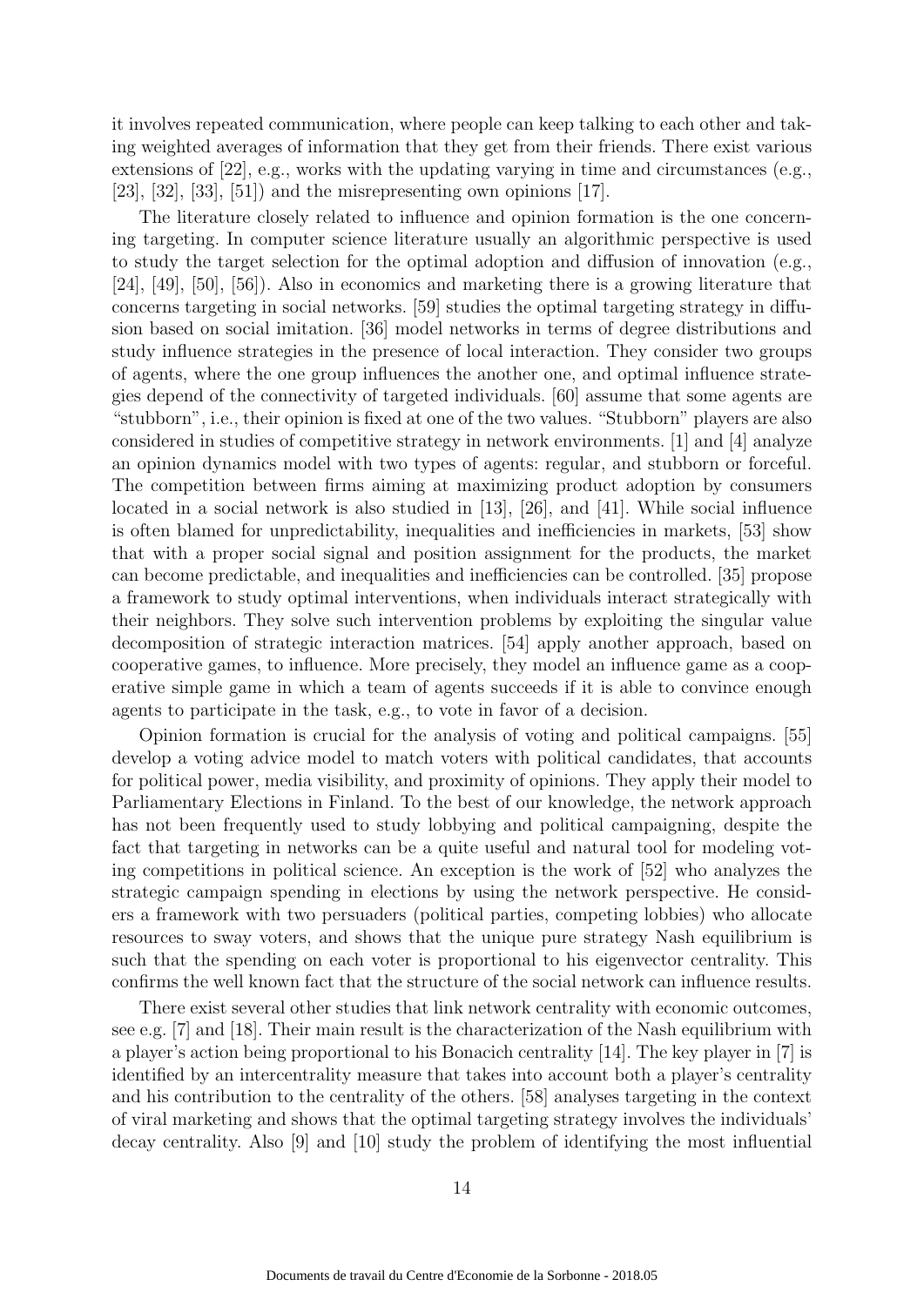it involves repeated communication, where people can keep talking to each other and taking weighted averages of information that they get from their friends. There exist various extensions of [22], e.g., works with the updating varying in time and circumstances (e.g., [23], [32], [33], [51]) and the misrepresenting own opinions [17].

The literature closely related to influence and opinion formation is the one concerning targeting. In computer science literature usually an algorithmic perspective is used to study the target selection for the optimal adoption and diffusion of innovation (e.g., [24], [49], [50], [56]). Also in economics and marketing there is a growing literature that concerns targeting in social networks. [59] studies the optimal targeting strategy in diffusion based on social imitation. [36] model networks in terms of degree distributions and study influence strategies in the presence of local interaction. They consider two groups of agents, where the one group influences the another one, and optimal influence strategies depend of the connectivity of targeted individuals. [60] assume that some agents are "stubborn", i.e., their opinion is fixed at one of the two values. "Stubborn" players are also considered in studies of competitive strategy in network environments. [1] and [4] analyze an opinion dynamics model with two types of agents: regular, and stubborn or forceful. The competition between firms aiming at maximizing product adoption by consumers located in a social network is also studied in [13], [26], and [41]. While social influence is often blamed for unpredictability, inequalities and inefficiencies in markets, [53] show that with a proper social signal and position assignment for the products, the market can become predictable, and inequalities and inefficiencies can be controlled. [35] propose a framework to study optimal interventions, when individuals interact strategically with their neighbors. They solve such intervention problems by exploiting the singular value decomposition of strategic interaction matrices. [54] apply another approach, based on cooperative games, to influence. More precisely, they model an influence game as a cooperative simple game in which a team of agents succeeds if it is able to convince enough agents to participate in the task, e.g., to vote in favor of a decision.

Opinion formation is crucial for the analysis of voting and political campaigns. [55] develop a voting advice model to match voters with political candidates, that accounts for political power, media visibility, and proximity of opinions. They apply their model to Parliamentary Elections in Finland. To the best of our knowledge, the network approach has not been frequently used to study lobbying and political campaigning, despite the fact that targeting in networks can be a quite useful and natural tool for modeling voting competitions in political science. An exception is the work of [52] who analyzes the strategic campaign spending in elections by using the network perspective. He considers a framework with two persuaders (political parties, competing lobbies) who allocate resources to sway voters, and shows that the unique pure strategy Nash equilibrium is such that the spending on each voter is proportional to his eigenvector centrality. This confirms the well known fact that the structure of the social network can influence results.

There exist several other studies that link network centrality with economic outcomes, see e.g. [7] and [18]. Their main result is the characterization of the Nash equilibrium with a player's action being proportional to his Bonacich centrality [14]. The key player in [7] is identified by an intercentrality measure that takes into account both a player's centrality and his contribution to the centrality of the others. [58] analyses targeting in the context of viral marketing and shows that the optimal targeting strategy involves the individuals' decay centrality. Also [9] and [10] study the problem of identifying the most influential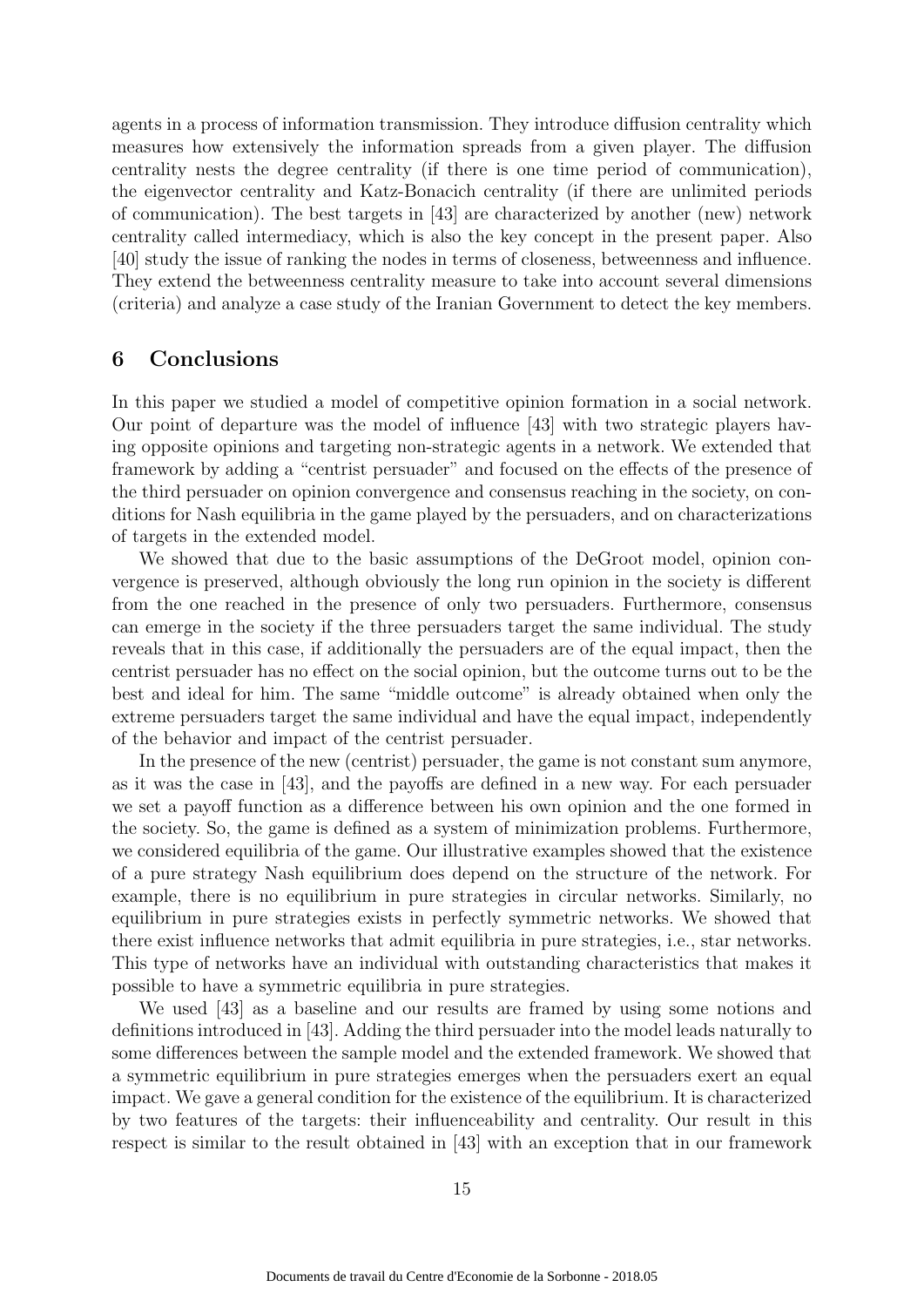agents in a process of information transmission. They introduce diffusion centrality which measures how extensively the information spreads from a given player. The diffusion centrality nests the degree centrality (if there is one time period of communication), the eigenvector centrality and Katz-Bonacich centrality (if there are unlimited periods of communication). The best targets in [43] are characterized by another (new) network centrality called intermediacy, which is also the key concept in the present paper. Also [40] study the issue of ranking the nodes in terms of closeness, betweenness and influence. They extend the betweenness centrality measure to take into account several dimensions (criteria) and analyze a case study of the Iranian Government to detect the key members.

## 6 Conclusions

In this paper we studied a model of competitive opinion formation in a social network. Our point of departure was the model of influence [43] with two strategic players having opposite opinions and targeting non-strategic agents in a network. We extended that framework by adding a "centrist persuader" and focused on the effects of the presence of the third persuader on opinion convergence and consensus reaching in the society, on conditions for Nash equilibria in the game played by the persuaders, and on characterizations of targets in the extended model.

We showed that due to the basic assumptions of the DeGroot model, opinion convergence is preserved, although obviously the long run opinion in the society is different from the one reached in the presence of only two persuaders. Furthermore, consensus can emerge in the society if the three persuaders target the same individual. The study reveals that in this case, if additionally the persuaders are of the equal impact, then the centrist persuader has no effect on the social opinion, but the outcome turns out to be the best and ideal for him. The same "middle outcome" is already obtained when only the extreme persuaders target the same individual and have the equal impact, independently of the behavior and impact of the centrist persuader.

In the presence of the new (centrist) persuader, the game is not constant sum anymore, as it was the case in [43], and the payoffs are defined in a new way. For each persuader we set a payoff function as a difference between his own opinion and the one formed in the society. So, the game is defined as a system of minimization problems. Furthermore, we considered equilibria of the game. Our illustrative examples showed that the existence of a pure strategy Nash equilibrium does depend on the structure of the network. For example, there is no equilibrium in pure strategies in circular networks. Similarly, no equilibrium in pure strategies exists in perfectly symmetric networks. We showed that there exist influence networks that admit equilibria in pure strategies, i.e., star networks. This type of networks have an individual with outstanding characteristics that makes it possible to have a symmetric equilibria in pure strategies.

We used [43] as a baseline and our results are framed by using some notions and definitions introduced in [43]. Adding the third persuader into the model leads naturally to some differences between the sample model and the extended framework. We showed that a symmetric equilibrium in pure strategies emerges when the persuaders exert an equal impact. We gave a general condition for the existence of the equilibrium. It is characterized by two features of the targets: their influenceability and centrality. Our result in this respect is similar to the result obtained in [43] with an exception that in our framework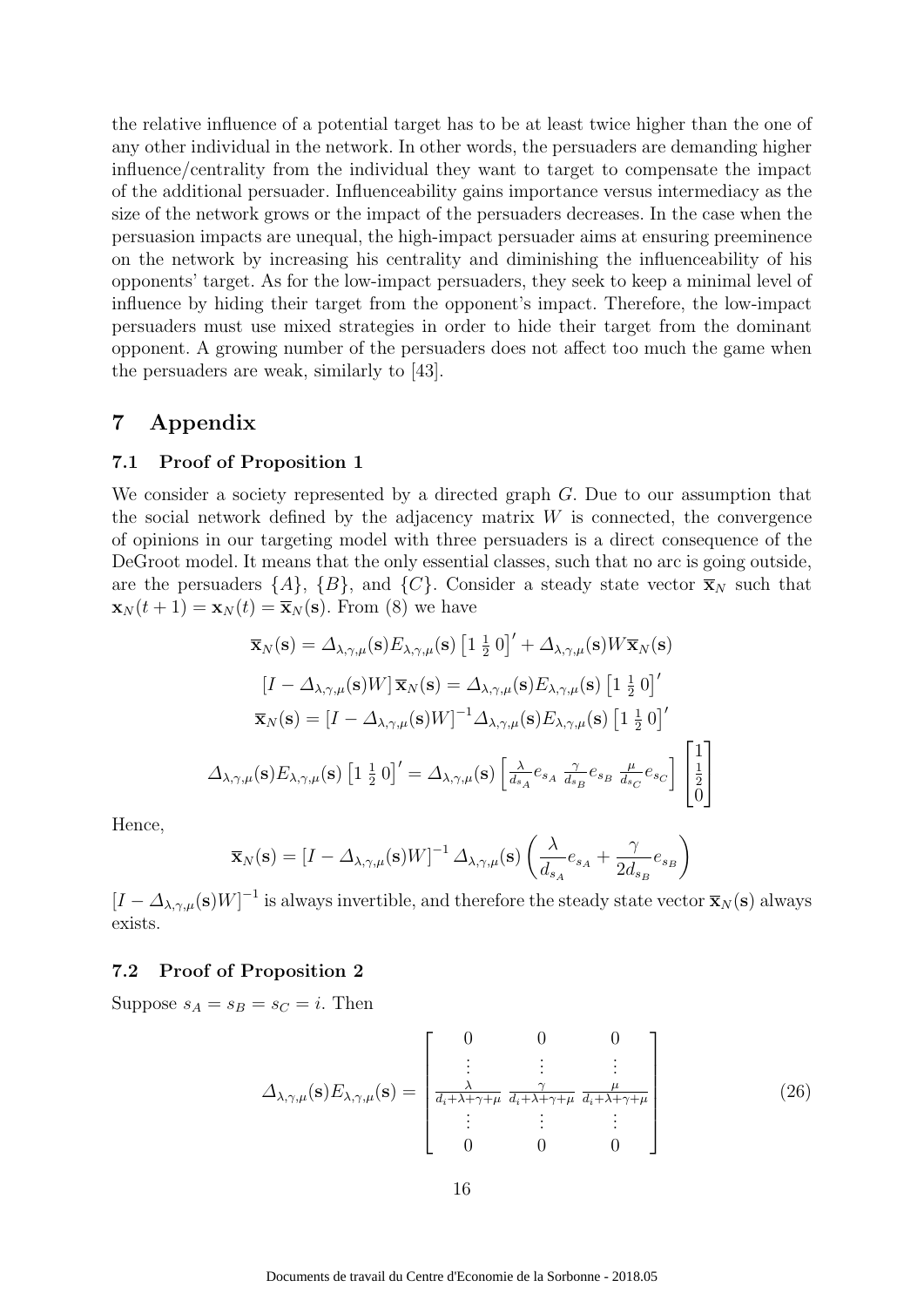the relative influence of a potential target has to be at least twice higher than the one of any other individual in the network. In other words, the persuaders are demanding higher influence/centrality from the individual they want to target to compensate the impact of the additional persuader. Influenceability gains importance versus intermediacy as the size of the network grows or the impact of the persuaders decreases. In the case when the persuasion impacts are unequal, the high-impact persuader aims at ensuring preeminence on the network by increasing his centrality and diminishing the influenceability of his opponents' target. As for the low-impact persuaders, they seek to keep a minimal level of influence by hiding their target from the opponent's impact. Therefore, the low-impact persuaders must use mixed strategies in order to hide their target from the dominant opponent. A growing number of the persuaders does not affect too much the game when the persuaders are weak, similarly to [43].

# 7 Appendix

## 7.1 Proof of Proposition 1

We consider a society represented by a directed graph $G$. Due to our assumption that the social network defined by the adjacency matrix $W$ is connected, the convergence of opinions in our targeting model with three persuaders is a direct consequence of the DeGroot model. It means that the only essential classes, such that no arc is going outside, are the persuaders $\{A\}$, $\{B\}$, and $\{C\}$. Consider a steady state vector $\overline{\mathbf{x}}_N$ such that $\mathbf{x}_N(t+1) = \mathbf{x}_N(t) = \overline{\mathbf{x}}_N(\mathbf{s})$. From (8) we have

$$\overline{\mathbf{x}}_N(\mathbf{s}) = \Delta_{\lambda,\gamma,\mu}(\mathbf{s}) E_{\lambda,\gamma,\mu}(\mathbf{s}) \left[1 \ \tfrac{1}{2} \ 0\right]' + \Delta_{\lambda,\gamma,\mu}(\mathbf{s}) W \overline{\mathbf{x}}_N(\mathbf{s})$$

$$\left[I - \Delta_{\lambda,\gamma,\mu}(\mathbf{s}) W\right] \overline{\mathbf{x}}_N(\mathbf{s}) = \Delta_{\lambda,\gamma,\mu}(\mathbf{s}) E_{\lambda,\gamma,\mu}(\mathbf{s}) \left[1 \ \tfrac{1}{2} \ 0\right]'$$

$$\overline{\mathbf{x}}_N(\mathbf{s}) = \left[I - \Delta_{\lambda,\gamma,\mu}(\mathbf{s}) W\right]^{-1} \Delta_{\lambda,\gamma,\mu}(\mathbf{s}) E_{\lambda,\gamma,\mu}(\mathbf{s}) \left[1 \ \tfrac{1}{2} \ 0\right]'$$

$$\Delta_{\lambda,\gamma,\mu}(\mathbf{s}) E_{\lambda,\gamma,\mu}(\mathbf{s}) \left[1 \ \tfrac{1}{2} \ 0\right]' = \Delta_{\lambda,\gamma,\mu}(\mathbf{s}) \left[\tfrac{\lambda}{d_{s_A}} e_{s_A} \ \tfrac{\gamma}{d_{s_B}} e_{s_B} \ \tfrac{\mu}{d_{s_C}} e_{s_C}\right] \begin{bmatrix} 1 \\ \tfrac{1}{2} \\ 0 \end{bmatrix}$$

Hence,

$$\overline{\mathbf{x}}_N(\mathbf{s}) = \left[I - \Delta_{\lambda,\gamma,\mu}(\mathbf{s}) W\right]^{-1} \Delta_{\lambda,\gamma,\mu}(\mathbf{s}) \left( \frac{\lambda}{d_{s_A}} e_{s_A} + \frac{\gamma}{2 d_{s_B}} e_{s_B} \right)$$

$\left[I - \Delta_{\lambda,\gamma,\mu}(\mathbf{s}) W\right]^{-1}$ is always invertible, and therefore the steady state vector $\overline{\mathbf{x}}_N(\mathbf{s})$ always exists.

## 7.2 Proof of Proposition 2

Suppose $s_A = s_B = s_C = i$. Then

$$\Delta_{\lambda,\gamma,\mu}(\mathbf{s}) E_{\lambda,\gamma,\mu}(\mathbf{s}) = \begin{bmatrix} 0 & 0 & 0 \\ \vdots & \vdots & \vdots \\ \frac{\lambda}{d_i+\lambda+\gamma+\mu} & \frac{\gamma}{d_i+\lambda+\gamma+\mu} & \frac{\mu}{d_i+\lambda+\gamma+\mu} \\ \vdots & \vdots & \vdots \\ 0 & 0 & 0 \end{bmatrix} \tag{26}$$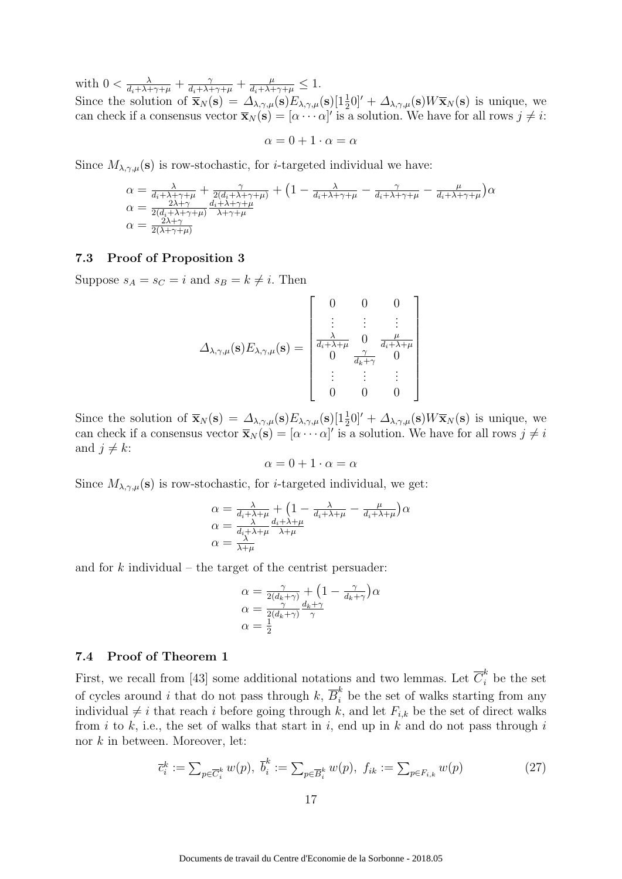with $0 < \frac{\lambda}{d_i+\lambda+\gamma+\mu} + \frac{\gamma}{d_i+\lambda+\gamma+\mu} + \frac{\mu}{d_i+\lambda+\gamma+\mu} \leq 1$.
Since the solution of $\overline{\mathbf{x}}_N(\mathbf{s}) = \Delta_{\lambda,\gamma,\mu}(\mathbf{s})E_{\lambda,\gamma,\mu}(\mathbf{s})[1\frac{1}{2}0]' + \Delta_{\lambda,\gamma,\mu}(\mathbf{s})W\overline{\mathbf{x}}_N(\mathbf{s})$ is unique, we can check if a consensus vector $\overline{\mathbf{x}}_N(\mathbf{s}) = [\alpha \cdots \alpha]'$ is a solution. We have for all rows $j \neq i$:

$$\alpha = 0 + 1 \cdot \alpha = \alpha$$

Since $M_{\lambda,\gamma,\mu}(\mathbf{s})$ is row-stochastic, for $i$-targeted individual we have:

$$\begin{aligned}
\alpha &= \tfrac{\lambda}{d_i+\lambda+\gamma+\mu} + \tfrac{\gamma}{2(d_i+\lambda+\gamma+\mu)} + \big(1 - \tfrac{\lambda}{d_i+\lambda+\gamma+\mu} - \tfrac{\gamma}{d_i+\lambda+\gamma+\mu} - \tfrac{\mu}{d_i+\lambda+\gamma+\mu}\big)\alpha \\
\alpha &= \tfrac{2\lambda+\gamma}{2(d_i+\lambda+\gamma+\mu)} \tfrac{d_i+\lambda+\gamma+\mu}{\lambda+\gamma+\mu} \\
\alpha &= \tfrac{2\lambda+\gamma}{2(\lambda+\gamma+\mu)}
\end{aligned}$$

### 7.3 Proof of Proposition 3

Suppose $s_A = s_C = i$ and $s_B = k \neq i$. Then

$$\Delta_{\lambda,\gamma,\mu}(\mathbf{s})E_{\lambda,\gamma,\mu}(\mathbf{s}) = \begin{bmatrix} 0 & 0 & 0 \\ \vdots & \vdots & \vdots \\ \frac{\lambda}{d_i+\lambda+\mu} & 0 & \frac{\mu}{d_i+\lambda+\mu} \\ 0 & \frac{\gamma}{d_k+\gamma} & 0 \\ \vdots & \vdots & \vdots \\ 0 & 0 & 0 \end{bmatrix}$$

Since the solution of $\overline{\mathbf{x}}_N(\mathbf{s}) = \Delta_{\lambda,\gamma,\mu}(\mathbf{s})E_{\lambda,\gamma,\mu}(\mathbf{s})[1\frac{1}{2}0]' + \Delta_{\lambda,\gamma,\mu}(\mathbf{s})W\overline{\mathbf{x}}_N(\mathbf{s})$ is unique, we can check if a consensus vector $\overline{\mathbf{x}}_N(\mathbf{s}) = [\alpha \cdots \alpha]'$ is a solution. We have for all rows $j \neq i$ and $j \neq k$:

$$\alpha = 0 + 1 \cdot \alpha = \alpha$$

Since $M_{\lambda,\gamma,\mu}(\mathbf{s})$ is row-stochastic, for $i$-targeted individual, we get:

$$\begin{aligned}
\alpha &= \tfrac{\lambda}{d_i+\lambda+\mu} + \big(1 - \tfrac{\lambda}{d_i+\lambda+\mu} - \tfrac{\mu}{d_i+\lambda+\mu}\big)\alpha \\
\alpha &= \tfrac{\lambda}{d_i+\lambda+\mu} \tfrac{d_i+\lambda+\mu}{\lambda+\mu} \\
\alpha &= \tfrac{\lambda}{\lambda+\mu}
\end{aligned}$$

and for $k$ individual – the target of the centrist persuader:

$$\begin{aligned}
\alpha &= \tfrac{\gamma}{2(d_k+\gamma)} + \big(1 - \tfrac{\gamma}{d_k+\gamma}\big)\alpha \\
\alpha &= \tfrac{\gamma}{2(d_k+\gamma)} \tfrac{d_k+\gamma}{\gamma} \\
\alpha &= \tfrac{1}{2}
\end{aligned}$$

### 7.4 Proof of Theorem 1

First, we recall from [43] some additional notations and two lemmas. Let $\overline{C}_i^k$ be the set of cycles around $i$ that do not pass through $k$, $\overline{B}_i^k$ be the set of walks starting from any individual $\neq i$ that reach $i$ before going through $k$, and let $F_{i,k}$ be the set of direct walks from $i$ to $k$, i.e., the set of walks that start in $i$, end up in $k$ and do not pass through $i$ nor $k$ in between. Moreover, let:

$$\overline{c}_i^k := \textstyle\sum_{p \in \overline{C}_i^k} w(p),\ \overline{b}_i^k := \sum_{p \in \overline{B}_i^k} w(p),\ f_{ik} := \sum_{p \in F_{i,k}} w(p) \tag{27}$$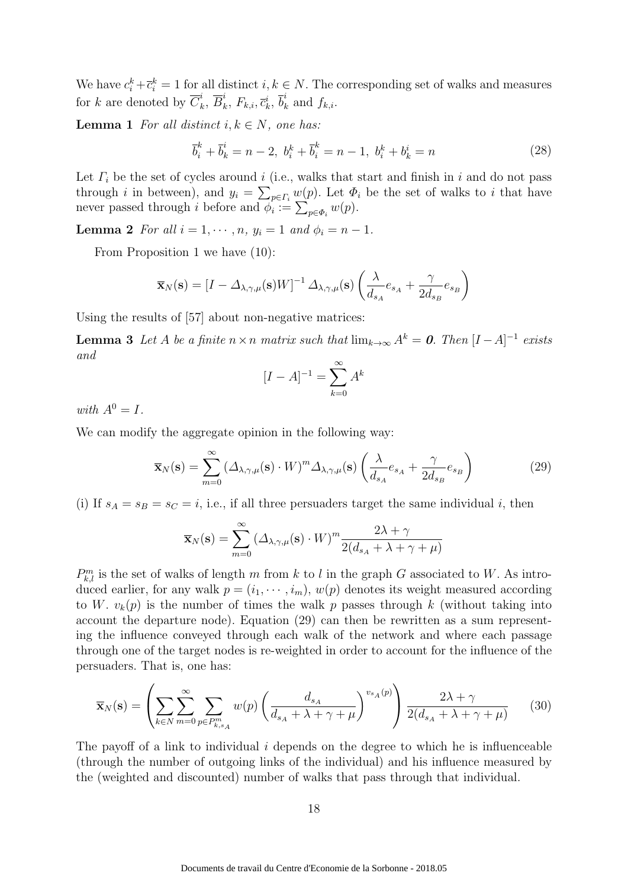We have $c_i^k + \overline{c}_i^k = 1$ for all distinct $i, k \in N$. The corresponding set of walks and measures for $k$ are denoted by $\overline{C}_k^i$, $\overline{B}_k^i$, $F_{k,i}$, $\overline{c}_k^i$, $\overline{b}_k^i$ and $f_{k,i}$.

**Lemma 1** *For all distinct $i, k \in N$, one has:*

$$\overline{b}_i^k + \overline{b}_k^i = n-2,\ b_i^k + \overline{b}_i^k = n-1,\ b_i^k + b_k^i = n \tag{28}$$

Let $\Gamma_i$ be the set of cycles around $i$ (i.e., walks that start and finish in $i$ and do not pass through $i$ in between), and $y_i = \sum_{p \in \Gamma_i} w(p)$. Let $\Phi_i$ be the set of walks to $i$ that have never passed through $i$ before and $\phi_i := \sum_{p \in \Phi_i} w(p)$.

**Lemma 2** *For all $i = 1, \cdots, n$, $y_i = 1$ and $\phi_i = n-1$.*

From Proposition 1 we have (10):

$$\overline{\mathbf{x}}_N(\mathbf{s}) = \left[I - \Delta_{\lambda,\gamma,\mu}(\mathbf{s})W\right]^{-1} \Delta_{\lambda,\gamma,\mu}(\mathbf{s}) \left(\frac{\lambda}{d_{s_A}} e_{s_A} + \frac{\gamma}{2d_{s_B}} e_{s_B}\right)$$

Using the results of [57] about non-negative matrices:

**Lemma 3** *Let $A$ be a finite $n \times n$ matrix such that $\lim_{k\to\infty} A^k = \mathbf{0}$. Then $[I - A]^{-1}$ exists and*

$$[I - A]^{-1} = \sum_{k=0}^{\infty} A^k$$

*with $A^0 = I$.*

We can modify the aggregate opinion in the following way:

$$\overline{\mathbf{x}}_N(\mathbf{s}) = \sum_{m=0}^{\infty} (\Delta_{\lambda,\gamma,\mu}(\mathbf{s}) \cdot W)^m \Delta_{\lambda,\gamma,\mu}(\mathbf{s}) \left(\frac{\lambda}{d_{s_A}} e_{s_A} + \frac{\gamma}{2d_{s_B}} e_{s_B}\right) \tag{29}$$

(i) If $s_A = s_B = s_C = i$, i.e., if all three persuaders target the same individual $i$, then

$$\overline{\mathbf{x}}_N(\mathbf{s}) = \sum_{m=0}^{\infty} (\Delta_{\lambda,\gamma,\mu}(\mathbf{s}) \cdot W)^m \frac{2\lambda + \gamma}{2(d_{s_A} + \lambda + \gamma + \mu)}$$

$P_{k,l}^m$ is the set of walks of length $m$ from $k$ to $l$ in the graph $G$ associated to $W$. As introduced earlier, for any walk $p = (i_1, \cdots, i_m)$, $w(p)$ denotes its weight measured according to $W$. $v_k(p)$ is the number of times the walk $p$ passes through $k$ (without taking into account the departure node). Equation (29) can then be rewritten as a sum representing the influence conveyed through each walk of the network and where each passage through one of the target nodes is re-weighted in order to account for the influence of the persuaders. That is, one has:

$$\overline{\mathbf{x}}_N(\mathbf{s}) = \left(\sum_{k \in N} \sum_{m=0}^{\infty} \sum_{p \in P_{k,s_A}^m} w(p) \left(\frac{d_{s_A}}{d_{s_A} + \lambda + \gamma + \mu}\right)^{v_{s_A}(p)}\right) \frac{2\lambda + \gamma}{2(d_{s_A} + \lambda + \gamma + \mu)} \tag{30}$$

The payoff of a link to individual $i$ depends on the degree to which he is influenceable (through the number of outgoing links of the individual) and his influence measured by the (weighted and discounted) number of walks that pass through that individual.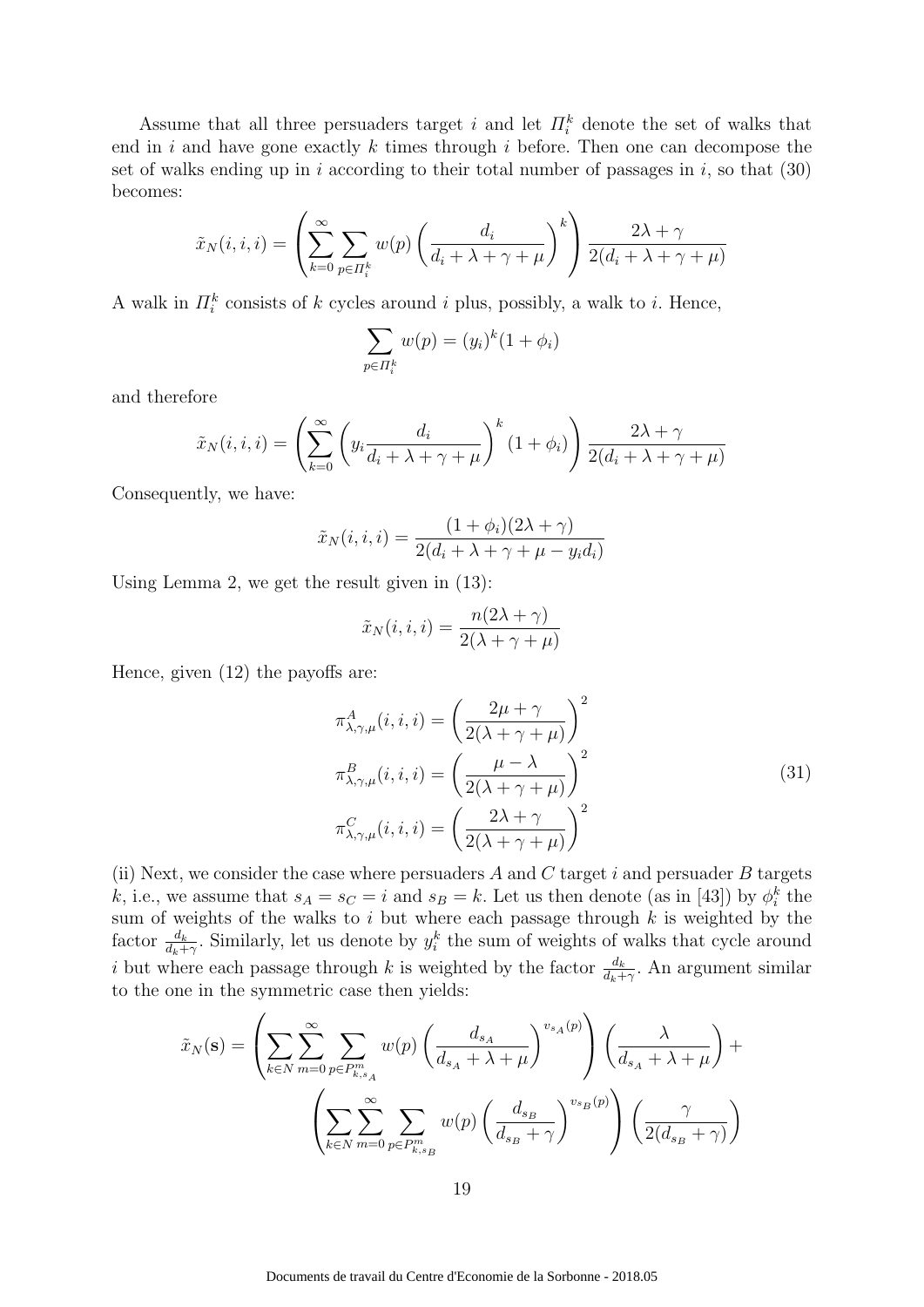Assume that all three persuaders target $i$ and let $\Pi_i^k$ denote the set of walks that end in $i$ and have gone exactly $k$ times through $i$ before. Then one can decompose the set of walks ending up in $i$ according to their total number of passages in $i$, so that (30) becomes:

$$\tilde{x}_N(i,i,i) = \left( \sum_{k=0}^{\infty} \sum_{p \in \Pi_i^k} w(p) \left( \frac{d_i}{d_i + \lambda + \gamma + \mu} \right)^k \right) \frac{2\lambda + \gamma}{2(d_i + \lambda + \gamma + \mu)}$$

A walk in $\Pi_i^k$ consists of $k$ cycles around $i$ plus, possibly, a walk to $i$. Hence,

$$\sum_{p \in \Pi_i^k} w(p) = (y_i)^k (1 + \phi_i)$$

and therefore

$$\tilde{x}_N(i,i,i) = \left( \sum_{k=0}^{\infty} \left( y_i \frac{d_i}{d_i + \lambda + \gamma + \mu} \right)^k (1 + \phi_i) \right) \frac{2\lambda + \gamma}{2(d_i + \lambda + \gamma + \mu)}$$

Consequently, we have:

$$\tilde{x}_N(i,i,i) = \frac{(1 + \phi_i)(2\lambda + \gamma)}{2(d_i + \lambda + \gamma + \mu - y_i d_i)}$$

Using Lemma 2, we get the result given in (13):

$$\tilde{x}_N(i,i,i) = \frac{n(2\lambda + \gamma)}{2(\lambda + \gamma + \mu)}$$

Hence, given (12) the payoffs are:

$$\begin{aligned}
\pi^A_{\lambda,\gamma,\mu}(i,i,i) &= \left( \frac{2\mu + \gamma}{2(\lambda + \gamma + \mu)} \right)^2 \\
\pi^B_{\lambda,\gamma,\mu}(i,i,i) &= \left( \frac{\mu - \lambda}{2(\lambda + \gamma + \mu)} \right)^2 \\
\pi^C_{\lambda,\gamma,\mu}(i,i,i) &= \left( \frac{2\lambda + \gamma}{2(\lambda + \gamma + \mu)} \right)^2
\end{aligned} \tag{31}$$

(ii) Next, we consider the case where persuaders $A$ and $C$ target $i$ and persuader $B$ targets $k$, i.e., we assume that $s_A = s_C = i$ and $s_B = k$. Let us then denote (as in [43]) by $\phi_i^k$ the sum of weights of the walks to $i$ but where each passage through $k$ is weighted by the factor $\frac{d_k}{d_k + \gamma}$. Similarly, let us denote by $y_i^k$ the sum of weights of walks that cycle around $i$ but where each passage through $k$ is weighted by the factor $\frac{d_k}{d_k + \gamma}$. An argument similar to the one in the symmetric case then yields:

$$\begin{aligned}
\tilde{x}_N(\mathbf{s}) = & \left( \sum_{k \in N} \sum_{m=0}^{\infty} \sum_{p \in P^m_{k,s_A}} w(p) \left( \frac{d_{s_A}}{d_{s_A} + \lambda + \mu} \right)^{v_{s_A}(p)} \right) \left( \frac{\lambda}{d_{s_A} + \lambda + \mu} \right) + \\
& \left( \sum_{k \in N} \sum_{m=0}^{\infty} \sum_{p \in P^m_{k,s_B}} w(p) \left( \frac{d_{s_B}}{d_{s_B} + \gamma} \right)^{v_{s_B}(p)} \right) \left( \frac{\gamma}{2(d_{s_B} + \gamma)} \right)
\end{aligned}$$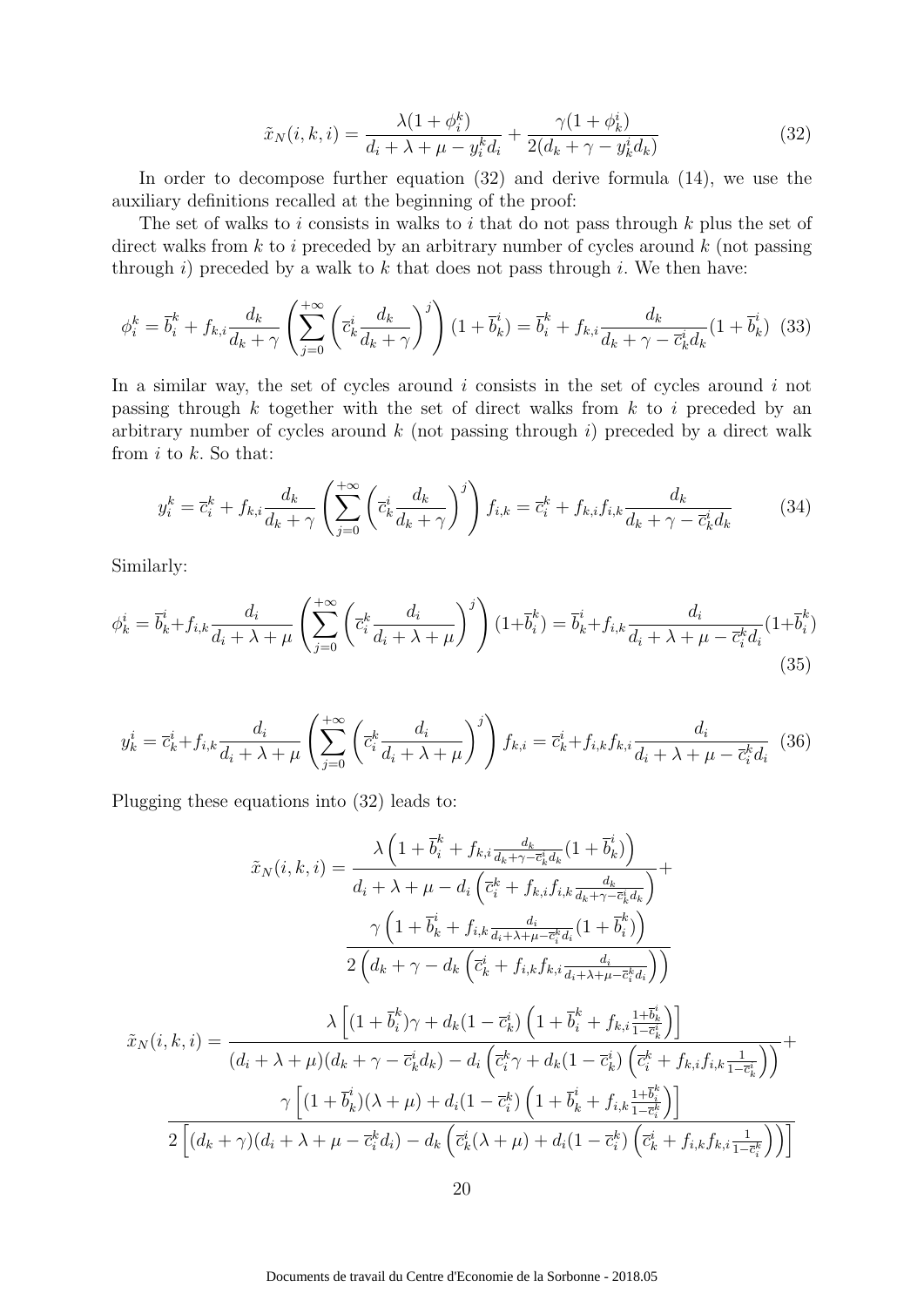$$\tilde{x}_N(i,k,i) = \frac{\lambda(1+\phi_i^k)}{d_i+\lambda+\mu-y_i^k d_i} + \frac{\gamma(1+\phi_k^i)}{2(d_k+\gamma-y_k^i d_k)} \tag{32}$$

In order to decompose further equation (32) and derive formula (14), we use the auxiliary definitions recalled at the beginning of the proof:

The set of walks to $i$ consists in walks to $i$ that do not pass through $k$ plus the set of direct walks from $k$ to $i$ preceded by an arbitrary number of cycles around $k$ (not passing through $i$) preceded by a walk to $k$ that does not pass through $i$. We then have:

$$\phi_i^k = \overline{b}_i^k + f_{k,i}\frac{d_k}{d_k+\gamma}\left(\sum_{j=0}^{+\infty}\left(\overline{c}_k^i \frac{d_k}{d_k+\gamma}\right)^j\right)(1+\overline{b}_k^i) = \overline{b}_i^k + f_{k,i}\frac{d_k}{d_k+\gamma-\overline{c}_k^i d_k}(1+\overline{b}_k^i) \tag{33}$$

In a similar way, the set of cycles around $i$ consists in the set of cycles around $i$ not passing through $k$ together with the set of direct walks from $k$ to $i$ preceded by an arbitrary number of cycles around $k$ (not passing through $i$) preceded by a direct walk from $i$ to $k$. So that:

$$y_i^k = \overline{c}_i^k + f_{k,i}\frac{d_k}{d_k+\gamma}\left(\sum_{j=0}^{+\infty}\left(\overline{c}_k^i \frac{d_k}{d_k+\gamma}\right)^j\right)f_{i,k} = \overline{c}_i^k + f_{k,i}f_{i,k}\frac{d_k}{d_k+\gamma-\overline{c}_k^i d_k} \tag{34}$$

Similarly:

$$\phi_k^i = \overline{b}_k^i + f_{i,k}\frac{d_i}{d_i+\lambda+\mu}\left(\sum_{j=0}^{+\infty}\left(\overline{c}_i^k \frac{d_i}{d_i+\lambda+\mu}\right)^j\right)(1+\overline{b}_i^k) = \overline{b}_k^i + f_{i,k}\frac{d_i}{d_i+\lambda+\mu-\overline{c}_i^k d_i}(1+\overline{b}_i^k) \tag{35}$$

$$y_k^i = \overline{c}_k^i + f_{i,k}\frac{d_i}{d_i+\lambda+\mu}\left(\sum_{j=0}^{+\infty}\left(\overline{c}_i^k \frac{d_i}{d_i+\lambda+\mu}\right)^j\right)f_{k,i} = \overline{c}_k^i + f_{i,k}f_{k,i}\frac{d_i}{d_i+\lambda+\mu-\overline{c}_i^k d_i} \tag{36}$$

Plugging these equations into (32) leads to:

$$\tilde{x}_N(i,k,i) = \frac{\lambda\left(1+\overline{b}_i^k + f_{k,i}\frac{d_k}{d_k+\gamma-\overline{c}_k^i d_k}(1+\overline{b}_k^i)\right)}{d_i+\lambda+\mu-d_i\left(\overline{c}_i^k + f_{k,i}f_{i,k}\frac{d_k}{d_k+\gamma-\overline{c}_k^i d_k}\right)} + \frac{\gamma\left(1+\overline{b}_k^i + f_{i,k}\frac{d_i}{d_i+\lambda+\mu-\overline{c}_i^k d_i}(1+\overline{b}_i^k)\right)}{2\left(d_k+\gamma-d_k\left(\overline{c}_k^i + f_{i,k}f_{k,i}\frac{d_i}{d_i+\lambda+\mu-\overline{c}_i^k d_i}\right)\right)}$$

$$\tilde{x}_N(i,k,i) = \frac{\lambda\left[(1+\overline{b}_i^k)\gamma + d_k(1-\overline{c}_k^i)\left(1+\overline{b}_i^k + f_{k,i}\frac{1+\overline{b}_k^i}{1-\overline{c}_k^i}\right)\right]}{(d_i+\lambda+\mu)(d_k+\gamma-\overline{c}_k^i d_k) - d_i\left(\overline{c}_i^k\gamma + d_k(1-\overline{c}_k^i)\left(\overline{c}_i^k + f_{k,i}f_{i,k}\frac{1}{1-\overline{c}_k^i}\right)\right)} + \frac{\gamma\left[(1+\overline{b}_k^i)(\lambda+\mu) + d_i(1-\overline{c}_i^k)\left(1+\overline{b}_k^i + f_{i,k}\frac{1+\overline{b}_i^k}{1-\overline{c}_i^k}\right)\right]}{2\left[(d_k+\gamma)(d_i+\lambda+\mu-\overline{c}_i^k d_i) - d_k\left(\overline{c}_k^i(\lambda+\mu) + d_i(1-\overline{c}_i^k)\left(\overline{c}_k^i + f_{i,k}f_{k,i}\frac{1}{1-\overline{c}_i^k}\right)\right)\right]}$$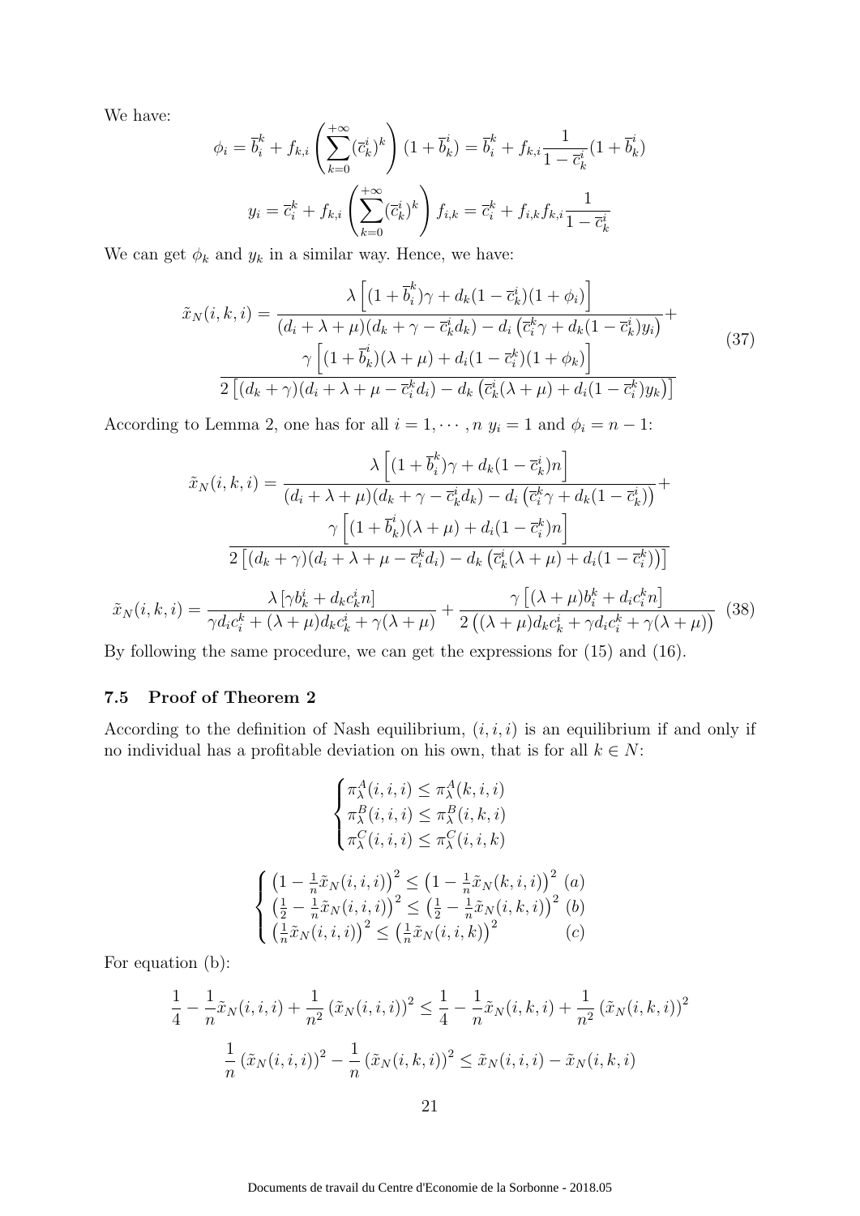We have:

$$\phi_i = \overline{b}_i^k + f_{k,i}\left(\sum_{k=0}^{+\infty}(\overline{c}_k^i)^k\right)(1+\overline{b}_k^i) = \overline{b}_i^k + f_{k,i}\frac{1}{1-\overline{c}_k^i}(1+\overline{b}_k^i)$$

$$y_i = \overline{c}_i^k + f_{k,i}\left(\sum_{k=0}^{+\infty}(\overline{c}_k^i)^k\right)f_{i,k} = \overline{c}_i^k + f_{i,k}f_{k,i}\frac{1}{1-\overline{c}_k^i}$$

We can get $\phi_k$ and $y_k$ in a similar way. Hence, we have:

$$\tilde{x}_N(i,k,i) = \frac{\lambda\left[(1+\overline{b}_i^k)\gamma + d_k(1-\overline{c}_k^i)(1+\phi_i)\right]}{(d_i+\lambda+\mu)(d_k+\gamma-\overline{c}_k^i d_k) - d_i\left(\overline{c}_i^k\gamma + d_k(1-\overline{c}_k^i)y_i\right)} + \frac{\gamma\left[(1+\overline{b}_k^i)(\lambda+\mu) + d_i(1-\overline{c}_i^k)(1+\phi_k)\right]}{2\left[(d_k+\gamma)(d_i+\lambda+\mu-\overline{c}_i^k d_i) - d_k\left(\overline{c}_k^i(\lambda+\mu) + d_i(1-\overline{c}_i^k)y_k\right)\right]} \tag{37}$$

According to Lemma 2, one has for all $i = 1,\cdots,n$ $y_i = 1$ and $\phi_i = n-1$:

$$\tilde{x}_N(i,k,i) = \frac{\lambda\left[(1+\overline{b}_i^k)\gamma + d_k(1-\overline{c}_k^i)n\right]}{(d_i+\lambda+\mu)(d_k+\gamma-\overline{c}_k^i d_k) - d_i\left(\overline{c}_i^k\gamma + d_k(1-\overline{c}_k^i)\right)} + \frac{\gamma\left[(1+\overline{b}_k^i)(\lambda+\mu) + d_i(1-\overline{c}_i^k)n\right]}{2\left[(d_k+\gamma)(d_i+\lambda+\mu-\overline{c}_i^k d_i) - d_k\left(\overline{c}_k^i(\lambda+\mu) + d_i(1-\overline{c}_i^k)\right)\right]}$$

$$\tilde{x}_N(i,k,i) = \frac{\lambda\left[\gamma b_k^i + d_k c_k^i n\right]}{\gamma d_i c_i^k + (\lambda+\mu)d_k c_k^i + \gamma(\lambda+\mu)} + \frac{\gamma\left[(\lambda+\mu)b_i^k + d_i c_i^k n\right]}{2\left((\lambda+\mu)d_k c_k^i + \gamma d_i c_i^k + \gamma(\lambda+\mu)\right)} \tag{38}$$

By following the same procedure, we can get the expressions for (15) and (16).

### 7.5 Proof of Theorem 2

According to the definition of Nash equilibrium, $(i,i,i)$ is an equilibrium if and only if no individual has a profitable deviation on his own, that is for all $k \in N$:

$$\begin{cases} \pi_\lambda^A(i,i,i) \leq \pi_\lambda^A(k,i,i) \\ \pi_\lambda^B(i,i,i) \leq \pi_\lambda^B(i,k,i) \\ \pi_\lambda^C(i,i,i) \leq \pi_\lambda^C(i,i,k) \end{cases}$$

$$\begin{cases} \left(1-\frac{1}{n}\tilde{x}_N(i,i,i)\right)^2 \leq \left(1-\frac{1}{n}\tilde{x}_N(k,i,i)\right)^2 & (a) \\ \left(\frac{1}{2}-\frac{1}{n}\tilde{x}_N(i,i,i)\right)^2 \leq \left(\frac{1}{2}-\frac{1}{n}\tilde{x}_N(i,k,i)\right)^2 & (b) \\ \left(\frac{1}{n}\tilde{x}_N(i,i,i)\right)^2 \leq \left(\frac{1}{n}\tilde{x}_N(i,i,k)\right)^2 & (c) \end{cases}$$

For equation (b):

$$\frac{1}{4} - \frac{1}{n}\tilde{x}_N(i,i,i) + \frac{1}{n^2}\left(\tilde{x}_N(i,i,i)\right)^2 \leq \frac{1}{4} - \frac{1}{n}\tilde{x}_N(i,k,i) + \frac{1}{n^2}\left(\tilde{x}_N(i,k,i)\right)^2$$

$$\frac{1}{n}\left(\tilde{x}_N(i,i,i)\right)^2 - \frac{1}{n}\left(\tilde{x}_N(i,k,i)\right)^2 \leq \tilde{x}_N(i,i,i) - \tilde{x}_N(i,k,i)$$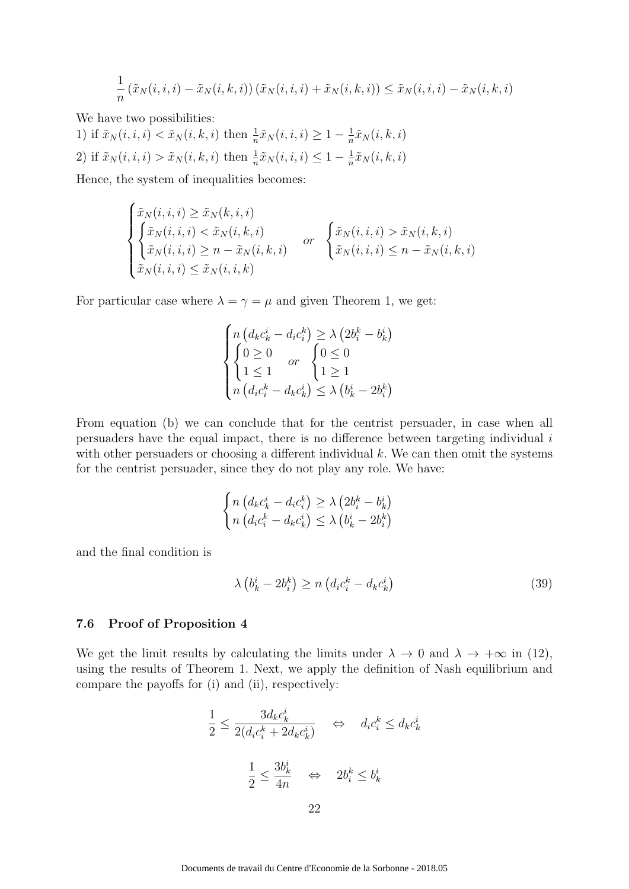$$\frac{1}{n}\left(\tilde{x}_N(i,i,i) - \tilde{x}_N(i,k,i)\right)\left(\tilde{x}_N(i,i,i) + \tilde{x}_N(i,k,i)\right) \leq \tilde{x}_N(i,i,i) - \tilde{x}_N(i,k,i)$$

We have two possibilities:

1) if $\tilde{x}_N(i,i,i) < \tilde{x}_N(i,k,i)$ then $\frac{1}{n}\tilde{x}_N(i,i,i) \geq 1 - \frac{1}{n}\tilde{x}_N(i,k,i)$

2) if $\tilde{x}_N(i,i,i) > \tilde{x}_N(i,k,i)$ then $\frac{1}{n}\tilde{x}_N(i,i,i) \leq 1 - \frac{1}{n}\tilde{x}_N(i,k,i)$

Hence, the system of inequalities becomes:

$$\begin{cases} \tilde{x}_N(i,i,i) \geq \tilde{x}_N(k,i,i) \\ \begin{cases} \tilde{x}_N(i,i,i) < \tilde{x}_N(i,k,i) \\ \tilde{x}_N(i,i,i) \geq n - \tilde{x}_N(i,k,i) \end{cases} \quad or \quad \begin{cases} \tilde{x}_N(i,i,i) > \tilde{x}_N(i,k,i) \\ \tilde{x}_N(i,i,i) \leq n - \tilde{x}_N(i,k,i) \end{cases} \\ \tilde{x}_N(i,i,i) \leq \tilde{x}_N(i,i,k) \end{cases}$$

For particular case where $\lambda = \gamma = \mu$ and given Theorem 1, we get:

$$\begin{cases} n\left(d_k c_k^i - d_i c_i^k\right) \geq \lambda\left(2b_i^k - b_k^i\right) \\ \begin{cases} 0 \geq 0 \\ 1 \leq 1 \end{cases} \quad or \quad \begin{cases} 0 \leq 0 \\ 1 \geq 1 \end{cases} \\ n\left(d_i c_i^k - d_k c_k^i\right) \leq \lambda\left(b_k^i - 2b_i^k\right) \end{cases}$$

From equation (b) we can conclude that for the centrist persuader, in case when all persuaders have the equal impact, there is no difference between targeting individual $i$ with other persuaders or choosing a different individual $k$. We can then omit the systems for the centrist persuader, since they do not play any role. We have:

$$\begin{cases} n\left(d_k c_k^i - d_i c_i^k\right) \geq \lambda\left(2b_i^k - b_k^i\right) \\ n\left(d_i c_i^k - d_k c_k^i\right) \leq \lambda\left(b_k^i - 2b_i^k\right) \end{cases}$$

and the final condition is

$$\lambda\left(b_k^i - 2b_i^k\right) \geq n\left(d_i c_i^k - d_k c_k^i\right) \tag{39}$$

### 7.6 Proof of Proposition 4

We get the limit results by calculating the limits under $\lambda \to 0$ and $\lambda \to +\infty$ in (12), using the results of Theorem 1. Next, we apply the definition of Nash equilibrium and compare the payoffs for (i) and (ii), respectively:

$$\frac{1}{2} \leq \frac{3d_k c_k^i}{2(d_i c_i^k + 2d_k c_k^i)} \quad \Leftrightarrow \quad d_i c_i^k \leq d_k c_k^i$$

$$\frac{1}{2} \leq \frac{3b_k^i}{4n} \quad \Leftrightarrow \quad 2b_i^k \leq b_k^i$$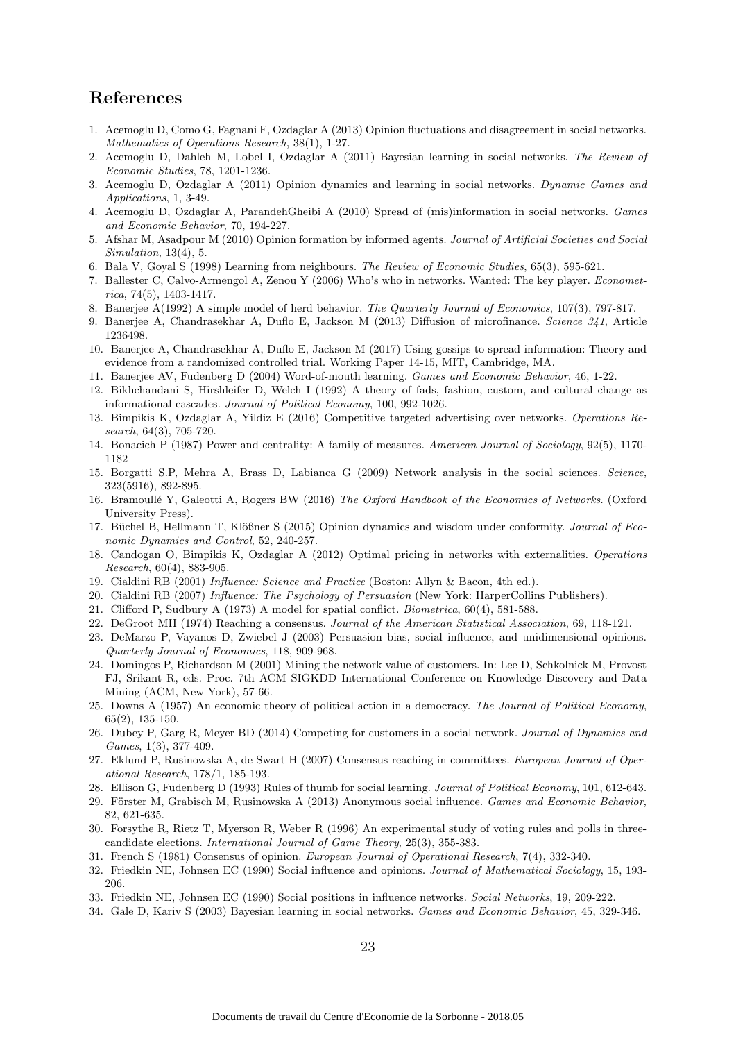# References

1. Acemoglu D, Como G, Fagnani F, Ozdaglar A (2013) Opinion fluctuations and disagreement in social networks. *Mathematics of Operations Research*, 38(1), 1-27.
2. Acemoglu D, Dahleh M, Lobel I, Ozdaglar A (2011) Bayesian learning in social networks. *The Review of Economic Studies*, 78, 1201-1236.
3. Acemoglu D, Ozdaglar A (2011) Opinion dynamics and learning in social networks. *Dynamic Games and Applications*, 1, 3-49.
4. Acemoglu D, Ozdaglar A, ParandehGheibi A (2010) Spread of (mis)information in social networks. *Games and Economic Behavior*, 70, 194-227.
5. Afshar M, Asadpour M (2010) Opinion formation by informed agents. *Journal of Artificial Societies and Social Simulation*, 13(4), 5.
6. Bala V, Goyal S (1998) Learning from neighbours. *The Review of Economic Studies*, 65(3), 595-621.
7. Ballester C, Calvo-Armengol A, Zenou Y (2006) Who's who in networks. Wanted: The key player. *Econometrica*, 74(5), 1403-1417.
8. Banerjee A(1992) A simple model of herd behavior. *The Quarterly Journal of Economics*, 107(3), 797-817.
9. Banerjee A, Chandrasekhar A, Duflo E, Jackson M (2013) Diffusion of microfinance. *Science 341*, Article 1236498.
10. Banerjee A, Chandrasekhar A, Duflo E, Jackson M (2017) Using gossips to spread information: Theory and evidence from a randomized controlled trial. Working Paper 14-15, MIT, Cambridge, MA.
11. Banerjee AV, Fudenberg D (2004) Word-of-mouth learning. *Games and Economic Behavior*, 46, 1-22.
12. Bikhchandani S, Hirshleifer D, Welch I (1992) A theory of fads, fashion, custom, and cultural change as informational cascades. *Journal of Political Economy*, 100, 992-1026.
13. Bimpikis K, Ozdaglar A, Yildiz E (2016) Competitive targeted advertising over networks. *Operations Research*, 64(3), 705-720.
14. Bonacich P (1987) Power and centrality: A family of measures. *American Journal of Sociology*, 92(5), 1170-1182
15. Borgatti S.P, Mehra A, Brass D, Labianca G (2009) Network analysis in the social sciences. *Science*, 323(5916), 892-895.
16. Bramoullé Y, Galeotti A, Rogers BW (2016) *The Oxford Handbook of the Economics of Networks*. (Oxford University Press).
17. Büchel B, Hellmann T, Klößner S (2015) Opinion dynamics and wisdom under conformity. *Journal of Economic Dynamics and Control*, 52, 240-257.
18. Candogan O, Bimpikis K, Ozdaglar A (2012) Optimal pricing in networks with externalities. *Operations Research*, 60(4), 883-905.
19. Cialdini RB (2001) *Influence: Science and Practice* (Boston: Allyn & Bacon, 4th ed.).
20. Cialdini RB (2007) *Influence: The Psychology of Persuasion* (New York: HarperCollins Publishers).
21. Clifford P, Sudbury A (1973) A model for spatial conflict. *Biometrica*, 60(4), 581-588.
22. DeGroot MH (1974) Reaching a consensus. *Journal of the American Statistical Association*, 69, 118-121.
23. DeMarzo P, Vayanos D, Zwiebel J (2003) Persuasion bias, social influence, and unidimensional opinions. *Quarterly Journal of Economics*, 118, 909-968.
24. Domingos P, Richardson M (2001) Mining the network value of customers. In: Lee D, Schkolnick M, Provost FJ, Srikant R, eds. Proc. 7th ACM SIGKDD International Conference on Knowledge Discovery and Data Mining (ACM, New York), 57-66.
25. Downs A (1957) An economic theory of political action in a democracy. *The Journal of Political Economy*, 65(2), 135-150.
26. Dubey P, Garg R, Meyer BD (2014) Competing for customers in a social network. *Journal of Dynamics and Games*, 1(3), 377-409.
27. Eklund P, Rusinowska A, de Swart H (2007) Consensus reaching in committees. *European Journal of Operational Research*, 178/1, 185-193.
28. Ellison G, Fudenberg D (1993) Rules of thumb for social learning. *Journal of Political Economy*, 101, 612-643.
29. Förster M, Grabisch M, Rusinowska A (2013) Anonymous social influence. *Games and Economic Behavior*, 82, 621-635.
30. Forsythe R, Rietz T, Myerson R, Weber R (1996) An experimental study of voting rules and polls in three-candidate elections. *International Journal of Game Theory*, 25(3), 355-383.
31. French S (1981) Consensus of opinion. *European Journal of Operational Research*, 7(4), 332-340.
32. Friedkin NE, Johnsen EC (1990) Social influence and opinions. *Journal of Mathematical Sociology*, 15, 193-206.
33. Friedkin NE, Johnsen EC (1990) Social positions in influence networks. *Social Networks*, 19, 209-222.
34. Gale D, Kariv S (2003) Bayesian learning in social networks. *Games and Economic Behavior*, 45, 329-346.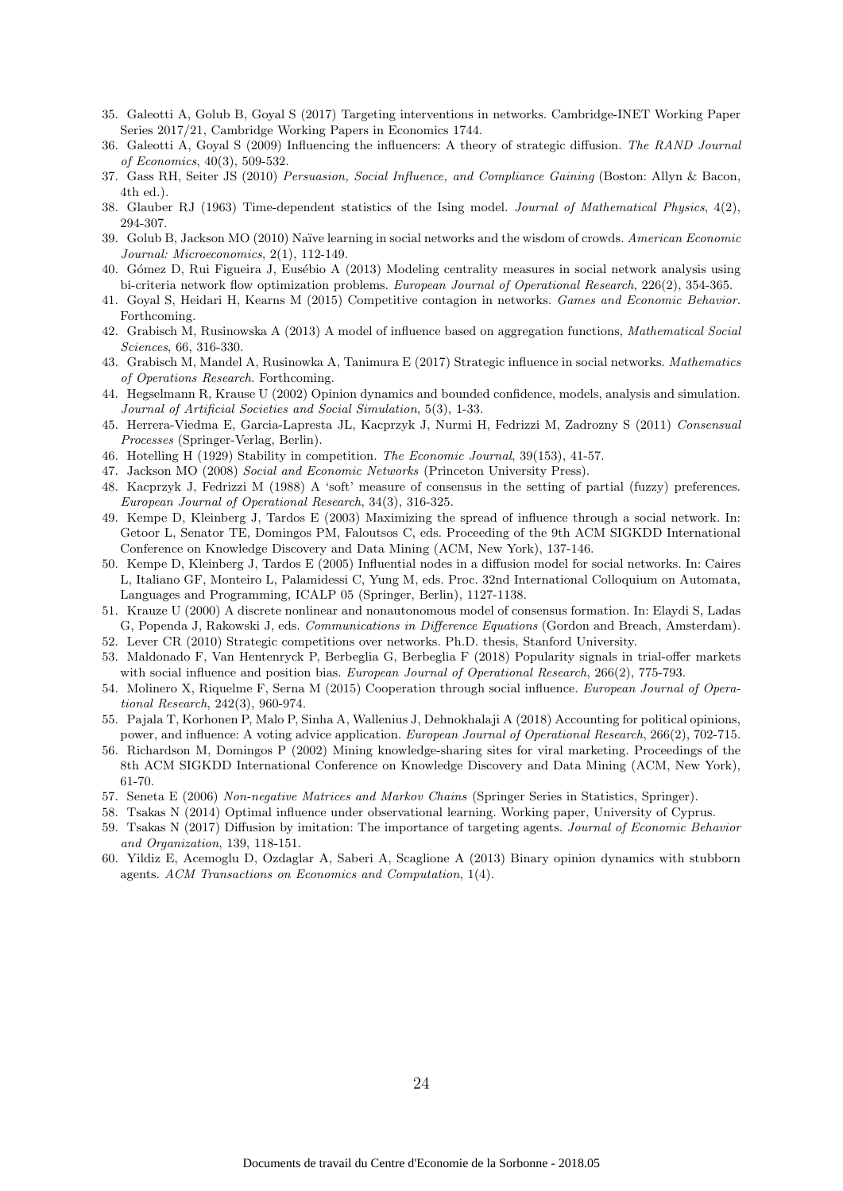35. Galeotti A, Golub B, Goyal S (2017) Targeting interventions in networks. Cambridge-INET Working Paper Series 2017/21, Cambridge Working Papers in Economics 1744.
36. Galeotti A, Goyal S (2009) Influencing the influencers: A theory of strategic diffusion. *The RAND Journal of Economics*, 40(3), 509-532.
37. Gass RH, Seiter JS (2010) *Persuasion, Social Influence, and Compliance Gaining* (Boston: Allyn & Bacon, 4th ed.).
38. Glauber RJ (1963) Time-dependent statistics of the Ising model. *Journal of Mathematical Physics*, 4(2), 294-307.
39. Golub B, Jackson MO (2010) Naïve learning in social networks and the wisdom of crowds. *American Economic Journal: Microeconomics*, 2(1), 112-149.
40. Gómez D, Rui Figueira J, Eusébio A (2013) Modeling centrality measures in social network analysis using bi-criteria network flow optimization problems. *European Journal of Operational Research*, 226(2), 354-365.
41. Goyal S, Heidari H, Kearns M (2015) Competitive contagion in networks. *Games and Economic Behavior*. Forthcoming.
42. Grabisch M, Rusinowska A (2013) A model of influence based on aggregation functions, *Mathematical Social Sciences*, 66, 316-330.
43. Grabisch M, Mandel A, Rusinowka A, Tanimura E (2017) Strategic influence in social networks. *Mathematics of Operations Research*. Forthcoming.
44. Hegselmann R, Krause U (2002) Opinion dynamics and bounded confidence, models, analysis and simulation. *Journal of Artificial Societies and Social Simulation*, 5(3), 1-33.
45. Herrera-Viedma E, Garcia-Lapresta JL, Kacprzyk J, Nurmi H, Fedrizzi M, Zadrozny S (2011) *Consensual Processes* (Springer-Verlag, Berlin).
46. Hotelling H (1929) Stability in competition. *The Economic Journal*, 39(153), 41-57.
47. Jackson MO (2008) *Social and Economic Networks* (Princeton University Press).
48. Kacprzyk J, Fedrizzi M (1988) A 'soft' measure of consensus in the setting of partial (fuzzy) preferences. *European Journal of Operational Research*, 34(3), 316-325.
49. Kempe D, Kleinberg J, Tardos E (2003) Maximizing the spread of influence through a social network. In: Getoor L, Senator TE, Domingos PM, Faloutsos C, eds. Proceeding of the 9th ACM SIGKDD International Conference on Knowledge Discovery and Data Mining (ACM, New York), 137-146.
50. Kempe D, Kleinberg J, Tardos E (2005) Influential nodes in a diffusion model for social networks. In: Caires L, Italiano GF, Monteiro L, Palamidessi C, Yung M, eds. Proc. 32nd International Colloquium on Automata, Languages and Programming, ICALP 05 (Springer, Berlin), 1127-1138.
51. Krauze U (2000) A discrete nonlinear and nonautonomous model of consensus formation. In: Elaydi S, Ladas G, Popenda J, Rakowski J, eds. *Communications in Difference Equations* (Gordon and Breach, Amsterdam).
52. Lever CR (2010) Strategic competitions over networks. Ph.D. thesis, Stanford University.
53. Maldonado F, Van Hentenryck P, Berbeglia G, Berbeglia F (2018) Popularity signals in trial-offer markets with social influence and position bias. *European Journal of Operational Research*, 266(2), 775-793.
54. Molinero X, Riquelme F, Serna M (2015) Cooperation through social influence. *European Journal of Operational Research*, 242(3), 960-974.
55. Pajala T, Korhonen P, Malo P, Sinha A, Wallenius J, Dehnokhalaji A (2018) Accounting for political opinions, power, and influence: A voting advice application. *European Journal of Operational Research*, 266(2), 702-715.
56. Richardson M, Domingos P (2002) Mining knowledge-sharing sites for viral marketing. Proceedings of the 8th ACM SIGKDD International Conference on Knowledge Discovery and Data Mining (ACM, New York), 61-70.
57. Seneta E (2006) *Non-negative Matrices and Markov Chains* (Springer Series in Statistics, Springer).
58. Tsakas N (2014) Optimal influence under observational learning. Working paper, University of Cyprus.
59. Tsakas N (2017) Diffusion by imitation: The importance of targeting agents. *Journal of Economic Behavior and Organization*, 139, 118-151.
60. Yildiz E, Acemoglu D, Ozdaglar A, Saberi A, Scaglione A (2013) Binary opinion dynamics with stubborn agents. *ACM Transactions on Economics and Computation*, 1(4).